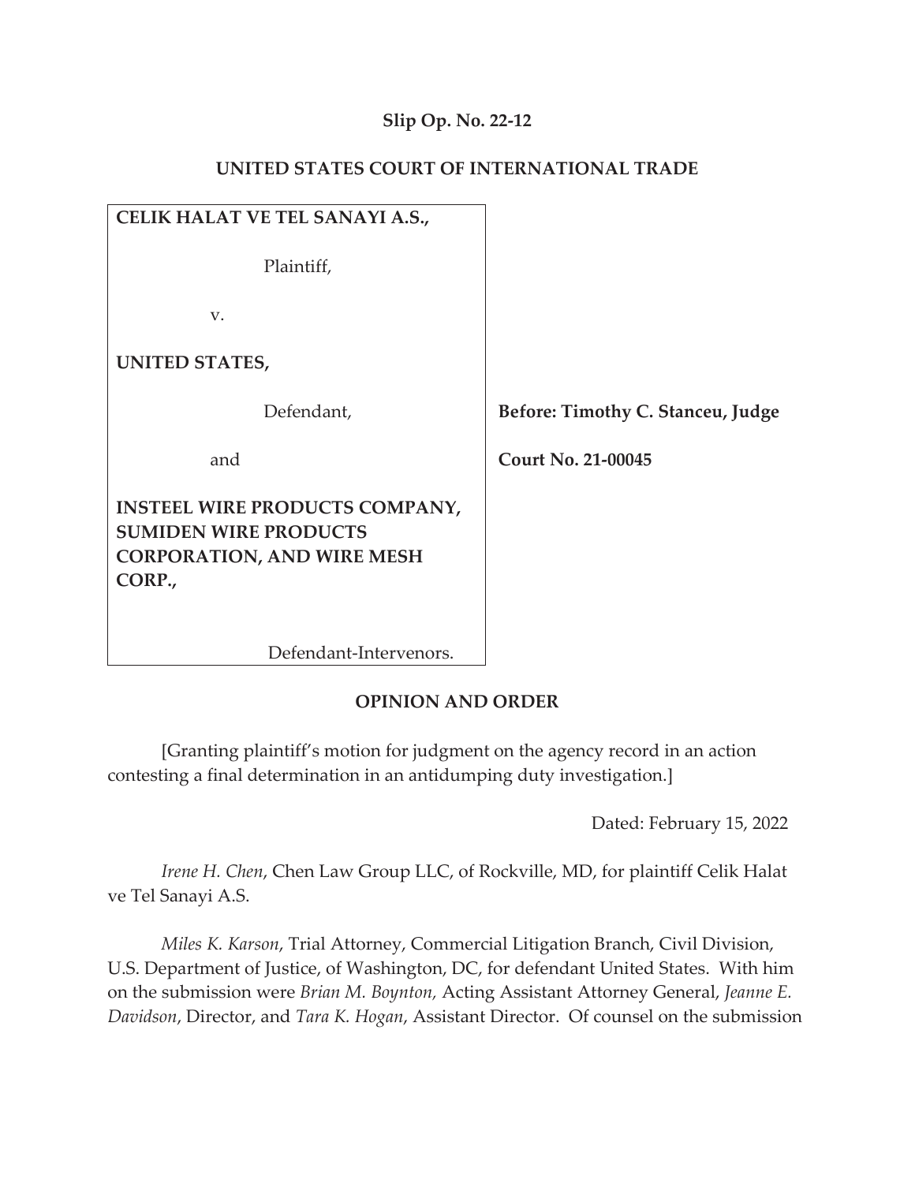**Slip Op. No. 22-12**

**UNITED STATES COURT OF INTERNATIONAL TRADE**

**CELIK HALAT VE TEL SANAYI A.S.,**

Plaintiff,

v.

**UNITED STATES,**

Defendant,

and

**INSTEEL WIRE PRODUCTS COMPANY, SUMIDEN WIRE PRODUCTS CORPORATION, AND WIRE MESH CORP.,**

Defendant-Intervenors.

**Before: Timothy C. Stanceu, Judge**

**Court No. 21-00045**

**OPINION AND ORDER**

[Granting plaintiff's motion for judgment on the agency record in an action contesting a final determination in an antidumping duty investigation.]

Dated: February 15, 2022

*Irene H. Chen*, Chen Law Group LLC, of Rockville, MD, for plaintiff Celik Halat ve Tel Sanayi A.S.

*Miles K. Karson*, Trial Attorney, Commercial Litigation Branch, Civil Division, U.S. Department of Justice, of Washington, DC, for defendant United States. With him on the submission were *Brian M. Boynton,* Acting Assistant Attorney General, *Jeanne E. Davidson*, Director, and *Tara K. Hogan*, Assistant Director. Of counsel on the submission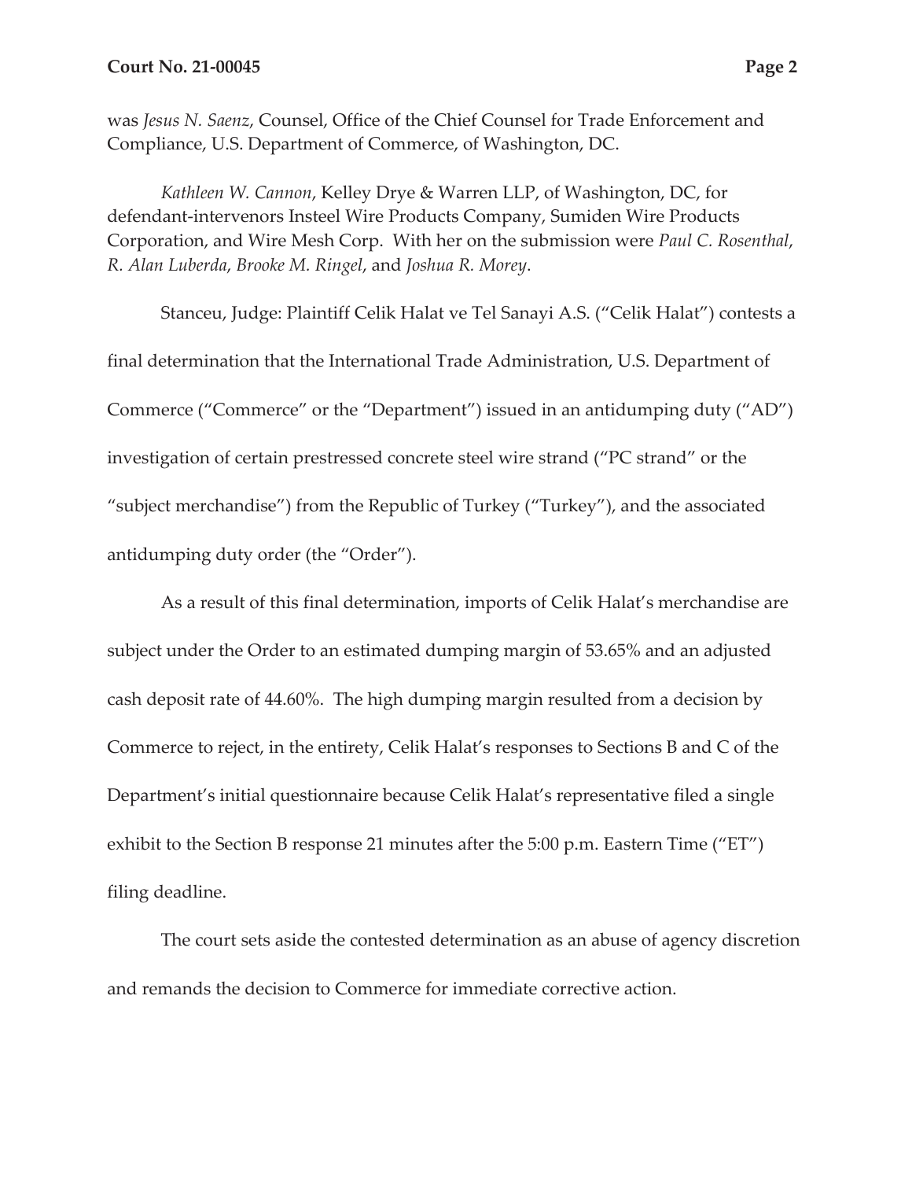was *Jesus N. Saenz*, Counsel, Office of the Chief Counsel for Trade Enforcement and Compliance, U.S. Department of Commerce, of Washington, DC.

*Kathleen W. Cannon*, Kelley Drye & Warren LLP, of Washington, DC, for defendant-intervenors Insteel Wire Products Company, Sumiden Wire Products Corporation, and Wire Mesh Corp. With her on the submission were *Paul C. Rosenthal*, *R. Alan Luberda*, *Brooke M. Ringel*, and *Joshua R. Morey*.

Stanceu, Judge: Plaintiff Celik Halat ve Tel Sanayi A.S. ("Celik Halat") contests a final determination that the International Trade Administration, U.S. Department of Commerce ("Commerce" or the "Department") issued in an antidumping duty ("AD") investigation of certain prestressed concrete steel wire strand ("PC strand" or the "subject merchandise") from the Republic of Turkey ("Turkey"), and the associated antidumping duty order (the "Order").

As a result of this final determination, imports of Celik Halat's merchandise are subject under the Order to an estimated dumping margin of 53.65% and an adjusted cash deposit rate of 44.60%. The high dumping margin resulted from a decision by Commerce to reject, in the entirety, Celik Halat's responses to Sections B and C of the Department's initial questionnaire because Celik Halat's representative filed a single exhibit to the Section B response 21 minutes after the 5:00 p.m. Eastern Time ("ET") filing deadline.

The court sets aside the contested determination as an abuse of agency discretion and remands the decision to Commerce for immediate corrective action.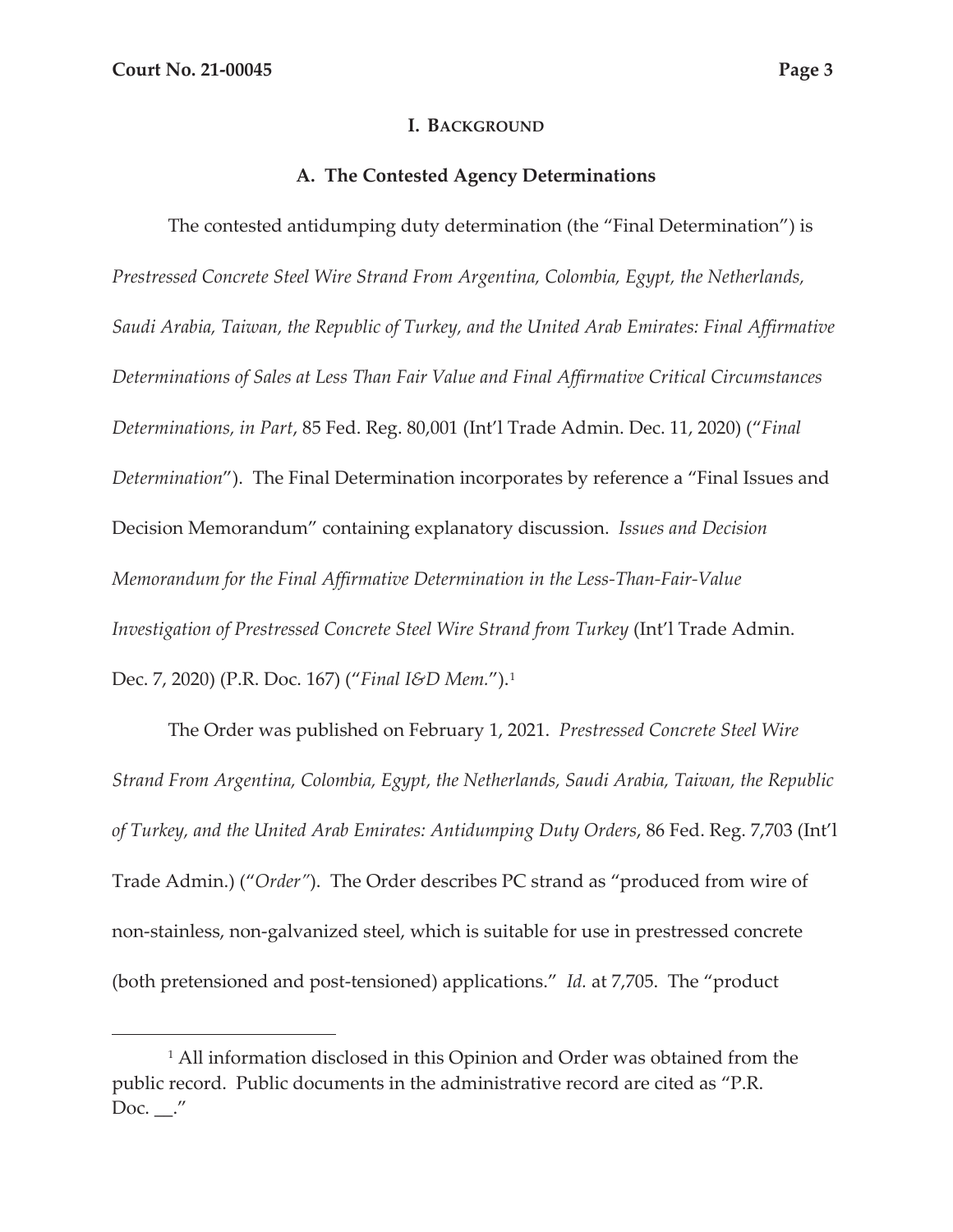## I. Background

### A. The Contested Agency Determinations

The contested antidumping duty determination (the "Final Determination") is *Prestressed Concrete Steel Wire Strand From Argentina, Colombia, Egypt, the Netherlands, Saudi Arabia, Taiwan, the Republic of Turkey, and the United Arab Emirates: Final Affirmative Determinations of Sales at Less Than Fair Value and Final Affirmative Critical Circumstances Determinations, in Part*, 85 Fed. Reg. 80,001 (Int'l Trade Admin. Dec. 11, 2020) ("*Final Determination*"). The Final Determination incorporates by reference a "Final Issues and Decision Memorandum" containing explanatory discussion. *Issues and Decision Memorandum for the Final Affirmative Determination in the Less-Than-Fair-Value Investigation of Prestressed Concrete Steel Wire Strand from Turkey* (Int'l Trade Admin. Dec. 7, 2020) (P.R. Doc. 167) ("*Final I&D Mem.*").[1]

The Order was published on February 1, 2021. *Prestressed Concrete Steel Wire Strand From Argentina, Colombia, Egypt, the Netherlands, Saudi Arabia, Taiwan, the Republic of Turkey, and the United Arab Emirates: Antidumping Duty Orders*, 86 Fed. Reg. 7,703 (Int'l Trade Admin.) ("*Order*"). The Order describes PC strand as "produced from wire of non-stainless, non-galvanized steel, which is suitable for use in prestressed concrete (both pretensioned and post-tensioned) applications." *Id.* at 7,705. The "product

---

[1] All information disclosed in this Opinion and Order was obtained from the public record. Public documents in the administrative record are cited as "P.R. Doc. __."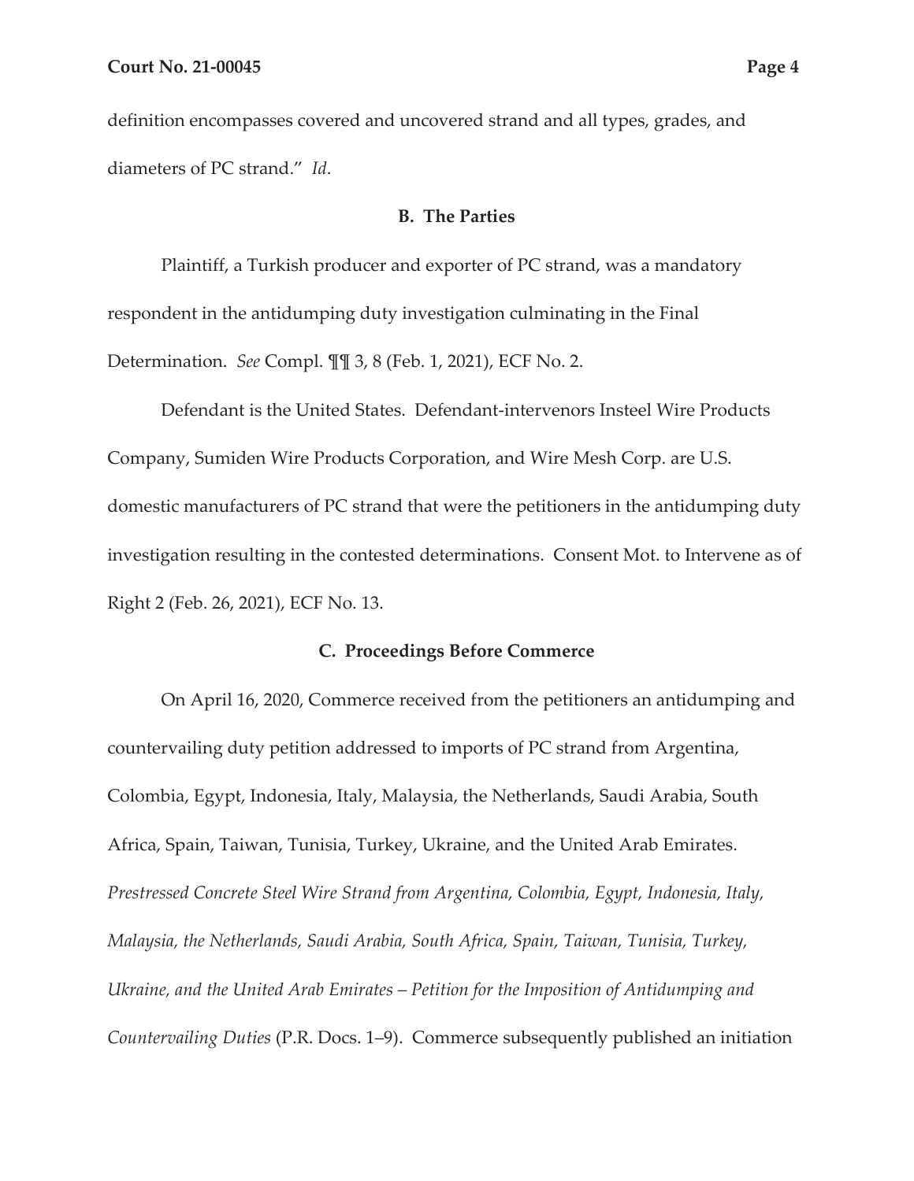definition encompasses covered and uncovered strand and all types, grades, and diameters of PC strand." *Id*.

### B. The Parties

Plaintiff, a Turkish producer and exporter of PC strand, was a mandatory respondent in the antidumping duty investigation culminating in the Final Determination. *See* Compl. ¶¶ 3, 8 (Feb. 1, 2021), ECF No. 2.

Defendant is the United States. Defendant-intervenors Insteel Wire Products Company, Sumiden Wire Products Corporation, and Wire Mesh Corp. are U.S. domestic manufacturers of PC strand that were the petitioners in the antidumping duty investigation resulting in the contested determinations. Consent Mot. to Intervene as of Right 2 (Feb. 26, 2021), ECF No. 13.

### C. Proceedings Before Commerce

On April 16, 2020, Commerce received from the petitioners an antidumping and countervailing duty petition addressed to imports of PC strand from Argentina, Colombia, Egypt, Indonesia, Italy, Malaysia, the Netherlands, Saudi Arabia, South Africa, Spain, Taiwan, Tunisia, Turkey, Ukraine, and the United Arab Emirates. *Prestressed Concrete Steel Wire Strand from Argentina, Colombia, Egypt, Indonesia, Italy, Malaysia, the Netherlands, Saudi Arabia, South Africa, Spain, Taiwan, Tunisia, Turkey, Ukraine, and the United Arab Emirates – Petition for the Imposition of Antidumping and Countervailing Duties* (P.R. Docs. 1–9). Commerce subsequently published an initiation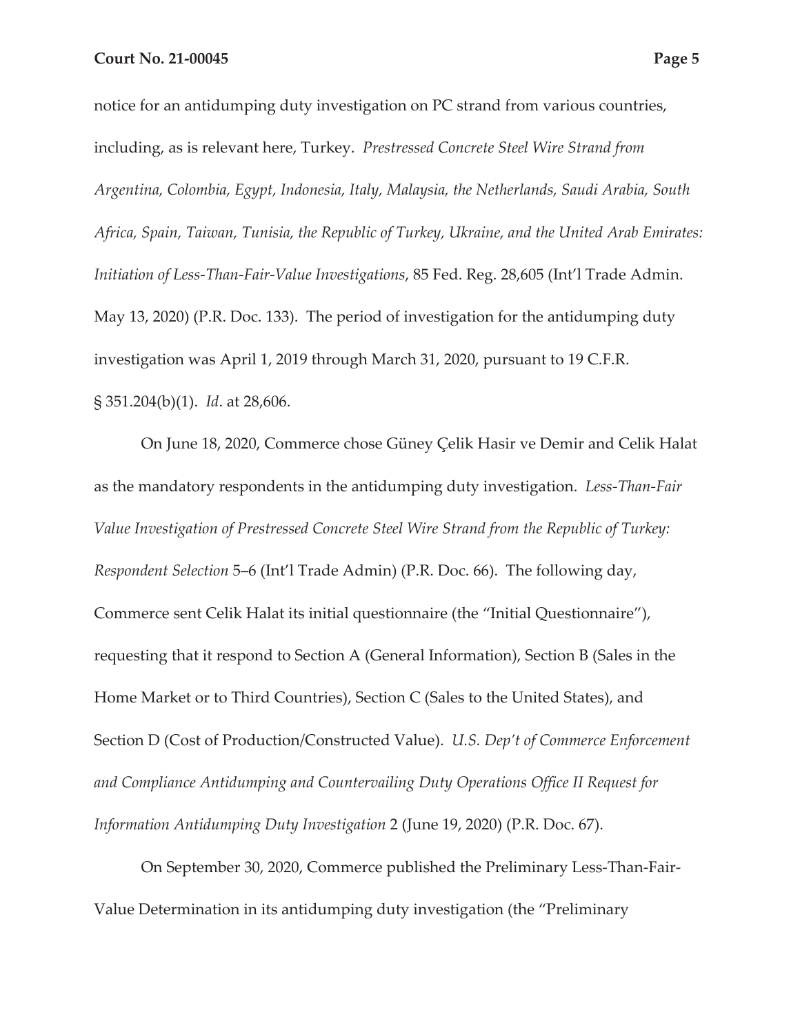notice for an antidumping duty investigation on PC strand from various countries, including, as is relevant here, Turkey. *Prestressed Concrete Steel Wire Strand from Argentina, Colombia, Egypt, Indonesia, Italy, Malaysia, the Netherlands, Saudi Arabia, South Africa, Spain, Taiwan, Tunisia, the Republic of Turkey, Ukraine, and the United Arab Emirates: Initiation of Less-Than-Fair-Value Investigations*, 85 Fed. Reg. 28,605 (Int'l Trade Admin. May 13, 2020) (P.R. Doc. 133). The period of investigation for the antidumping duty investigation was April 1, 2019 through March 31, 2020, pursuant to 19 C.F.R. § 351.204(b)(1). *Id*. at 28,606.

On June 18, 2020, Commerce chose Güney Çelik Hasir ve Demir and Celik Halat as the mandatory respondents in the antidumping duty investigation. *Less-Than-Fair Value Investigation of Prestressed Concrete Steel Wire Strand from the Republic of Turkey: Respondent Selection* 5–6 (Int'l Trade Admin) (P.R. Doc. 66). The following day, Commerce sent Celik Halat its initial questionnaire (the "Initial Questionnaire"), requesting that it respond to Section A (General Information), Section B (Sales in the Home Market or to Third Countries), Section C (Sales to the United States), and Section D (Cost of Production/Constructed Value). *U.S. Dep't of Commerce Enforcement and Compliance Antidumping and Countervailing Duty Operations Office II Request for Information Antidumping Duty Investigation* 2 (June 19, 2020) (P.R. Doc. 67).

On September 30, 2020, Commerce published the Preliminary Less-Than-Fair-Value Determination in its antidumping duty investigation (the "Preliminary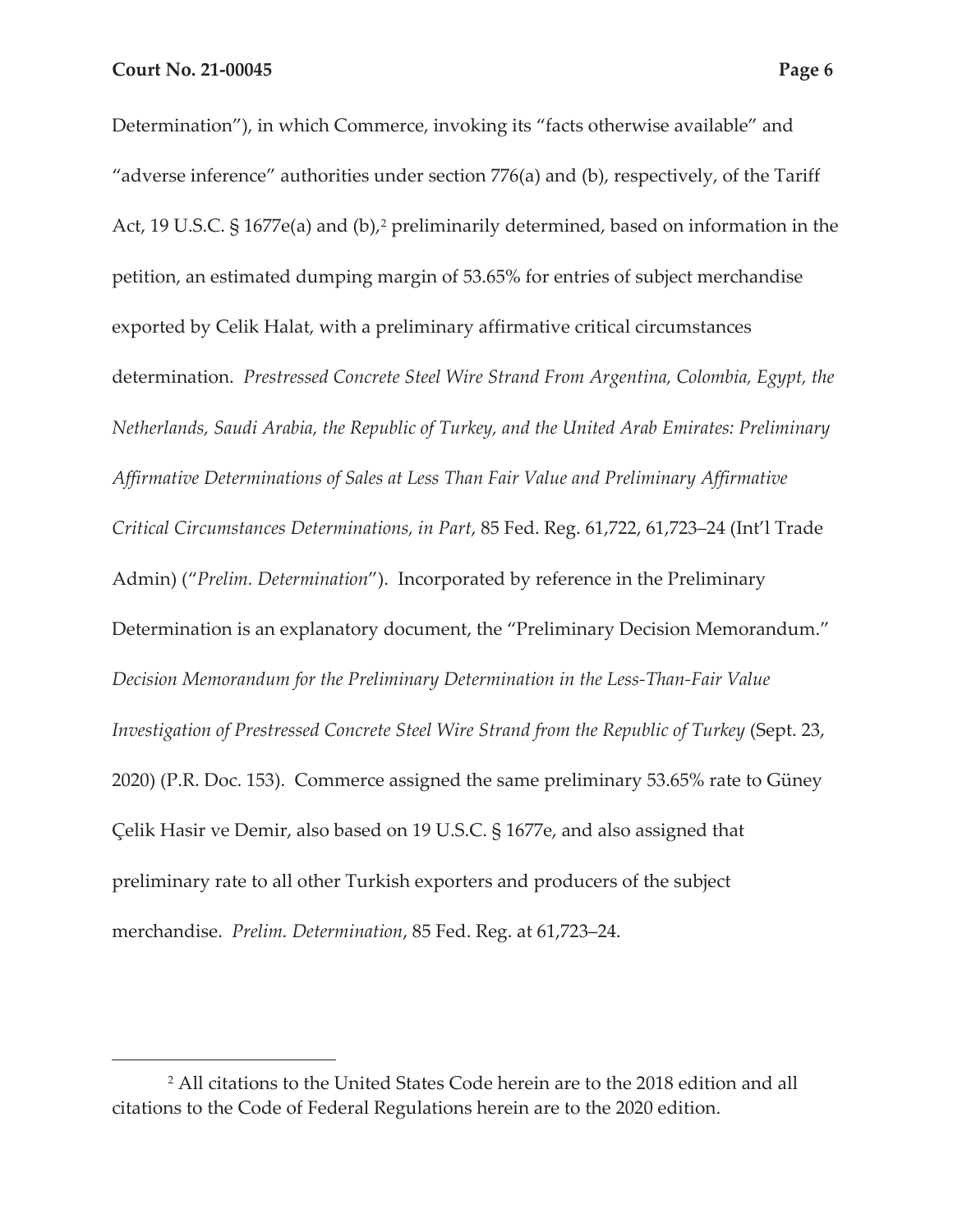Determination"), in which Commerce, invoking its "facts otherwise available" and "adverse inference" authorities under section 776(a) and (b), respectively, of the Tariff Act, 19 U.S.C. § 1677e(a) and (b),[2] preliminarily determined, based on information in the petition, an estimated dumping margin of 53.65% for entries of subject merchandise exported by Celik Halat, with a preliminary affirmative critical circumstances determination. *Prestressed Concrete Steel Wire Strand From Argentina, Colombia, Egypt, the Netherlands, Saudi Arabia, the Republic of Turkey, and the United Arab Emirates: Preliminary Affirmative Determinations of Sales at Less Than Fair Value and Preliminary Affirmative Critical Circumstances Determinations, in Part*, 85 Fed. Reg. 61,722, 61,723–24 (Int'l Trade Admin) ("*Prelim. Determination*"). Incorporated by reference in the Preliminary Determination is an explanatory document, the "Preliminary Decision Memorandum." *Decision Memorandum for the Preliminary Determination in the Less-Than-Fair Value Investigation of Prestressed Concrete Steel Wire Strand from the Republic of Turkey* (Sept. 23, 2020) (P.R. Doc. 153). Commerce assigned the same preliminary 53.65% rate to Güney Çelik Hasir ve Demir, also based on 19 U.S.C. § 1677e, and also assigned that preliminary rate to all other Turkish exporters and producers of the subject merchandise. *Prelim. Determination*, 85 Fed. Reg. at 61,723–24.

---

[2] All citations to the United States Code herein are to the 2018 edition and all citations to the Code of Federal Regulations herein are to the 2020 edition.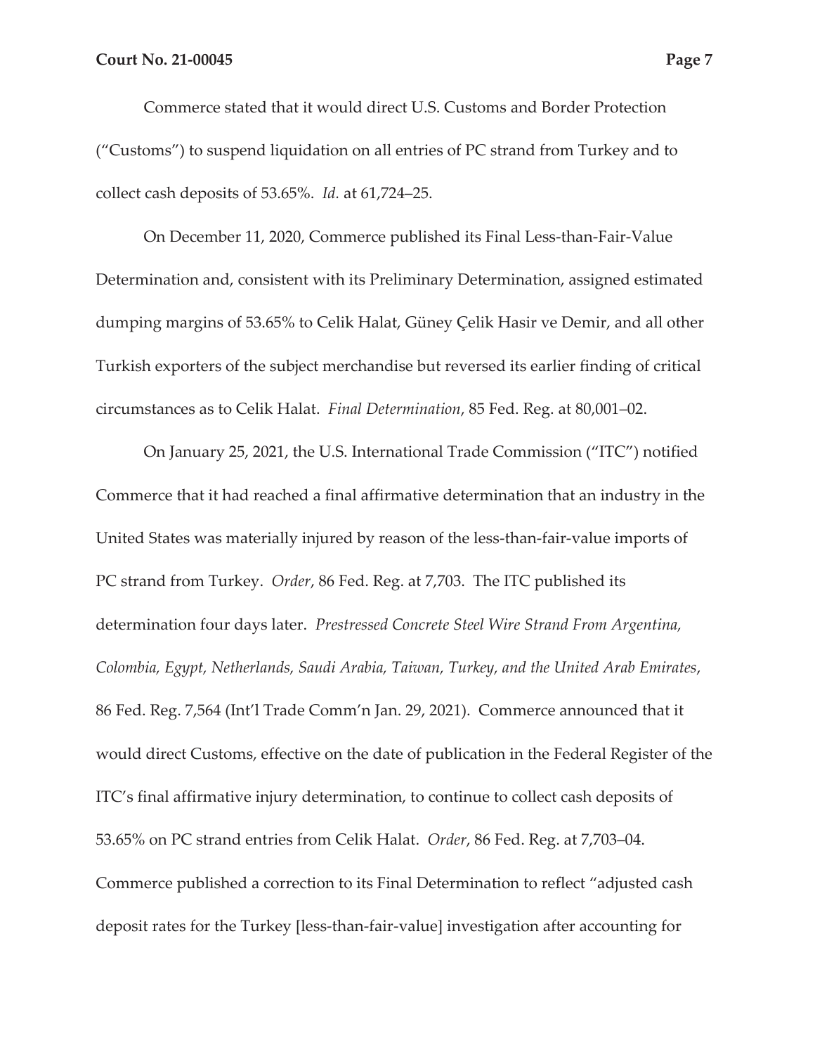Commerce stated that it would direct U.S. Customs and Border Protection ("Customs") to suspend liquidation on all entries of PC strand from Turkey and to collect cash deposits of 53.65%. *Id.* at 61,724–25.

On December 11, 2020, Commerce published its Final Less-than-Fair-Value Determination and, consistent with its Preliminary Determination, assigned estimated dumping margins of 53.65% to Celik Halat, Güney Çelik Hasir ve Demir, and all other Turkish exporters of the subject merchandise but reversed its earlier finding of critical circumstances as to Celik Halat. *Final Determination*, 85 Fed. Reg. at 80,001–02.

On January 25, 2021, the U.S. International Trade Commission ("ITC") notified Commerce that it had reached a final affirmative determination that an industry in the United States was materially injured by reason of the less-than-fair-value imports of PC strand from Turkey. *Order*, 86 Fed. Reg. at 7,703. The ITC published its determination four days later. *Prestressed Concrete Steel Wire Strand From Argentina, Colombia, Egypt, Netherlands, Saudi Arabia, Taiwan, Turkey, and the United Arab Emirates*, 86 Fed. Reg. 7,564 (Int'l Trade Comm'n Jan. 29, 2021). Commerce announced that it would direct Customs, effective on the date of publication in the Federal Register of the ITC's final affirmative injury determination, to continue to collect cash deposits of 53.65% on PC strand entries from Celik Halat. *Order*, 86 Fed. Reg. at 7,703–04. Commerce published a correction to its Final Determination to reflect "adjusted cash deposit rates for the Turkey [less-than-fair-value] investigation after accounting for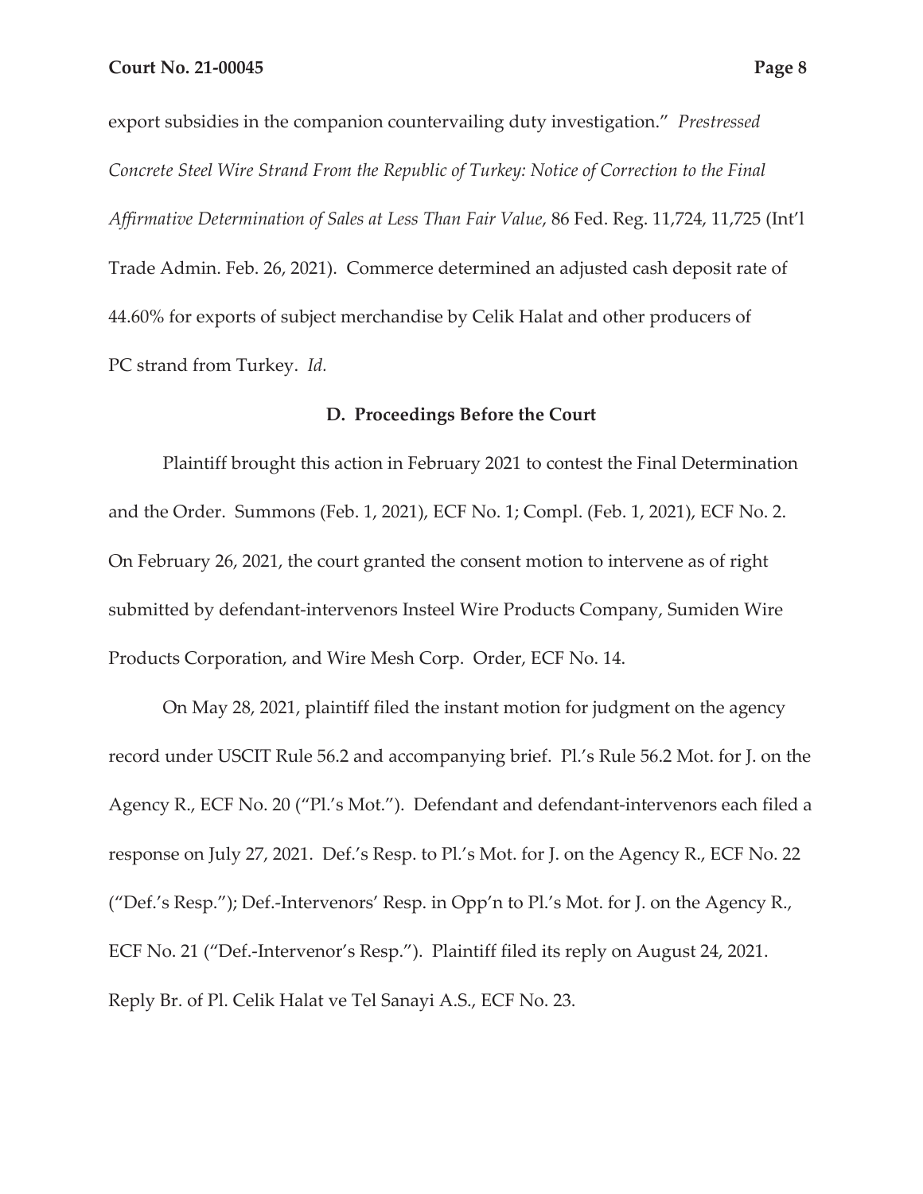export subsidies in the companion countervailing duty investigation." *Prestressed Concrete Steel Wire Strand From the Republic of Turkey: Notice of Correction to the Final Affirmative Determination of Sales at Less Than Fair Value*, 86 Fed. Reg. 11,724, 11,725 (Int'l Trade Admin. Feb. 26, 2021). Commerce determined an adjusted cash deposit rate of 44.60% for exports of subject merchandise by Celik Halat and other producers of PC strand from Turkey. *Id.*

### D. Proceedings Before the Court

Plaintiff brought this action in February 2021 to contest the Final Determination and the Order. Summons (Feb. 1, 2021), ECF No. 1; Compl. (Feb. 1, 2021), ECF No. 2. On February 26, 2021, the court granted the consent motion to intervene as of right submitted by defendant-intervenors Insteel Wire Products Company, Sumiden Wire Products Corporation, and Wire Mesh Corp. Order, ECF No. 14.

On May 28, 2021, plaintiff filed the instant motion for judgment on the agency record under USCIT Rule 56.2 and accompanying brief. Pl.'s Rule 56.2 Mot. for J. on the Agency R., ECF No. 20 ("Pl.'s Mot."). Defendant and defendant-intervenors each filed a response on July 27, 2021. Def.'s Resp. to Pl.'s Mot. for J. on the Agency R., ECF No. 22 ("Def.'s Resp."); Def.-Intervenors' Resp. in Opp'n to Pl.'s Mot. for J. on the Agency R., ECF No. 21 ("Def.-Intervenor's Resp."). Plaintiff filed its reply on August 24, 2021. Reply Br. of Pl. Celik Halat ve Tel Sanayi A.S., ECF No. 23.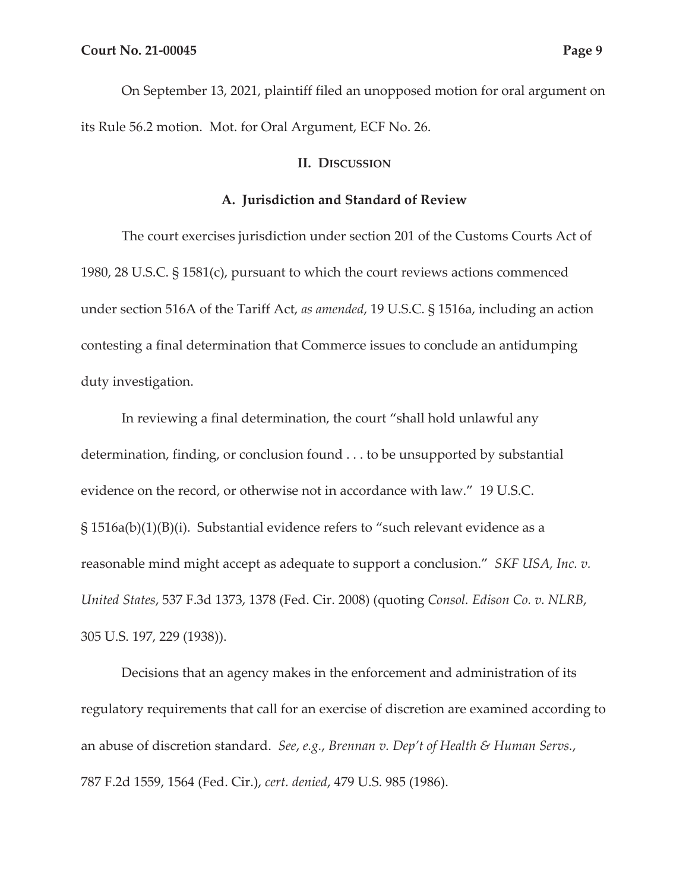On September 13, 2021, plaintiff filed an unopposed motion for oral argument on its Rule 56.2 motion. Mot. for Oral Argument, ECF No. 26.

## II. Discussion

### A. Jurisdiction and Standard of Review

The court exercises jurisdiction under section 201 of the Customs Courts Act of 1980, 28 U.S.C. § 1581(c), pursuant to which the court reviews actions commenced under section 516A of the Tariff Act, *as amended*, 19 U.S.C. § 1516a, including an action contesting a final determination that Commerce issues to conclude an antidumping duty investigation.

In reviewing a final determination, the court "shall hold unlawful any determination, finding, or conclusion found . . . to be unsupported by substantial evidence on the record, or otherwise not in accordance with law." 19 U.S.C. § 1516a(b)(1)(B)(i). Substantial evidence refers to "such relevant evidence as a reasonable mind might accept as adequate to support a conclusion." *SKF USA, Inc. v. United States*, 537 F.3d 1373, 1378 (Fed. Cir. 2008) (quoting *Consol. Edison Co. v. NLRB*, 305 U.S. 197, 229 (1938)).

Decisions that an agency makes in the enforcement and administration of its regulatory requirements that call for an exercise of discretion are examined according to an abuse of discretion standard. *See*, *e.g.*, *Brennan v. Dep't of Health & Human Servs.*, 787 F.2d 1559, 1564 (Fed. Cir.), *cert. denied*, 479 U.S. 985 (1986).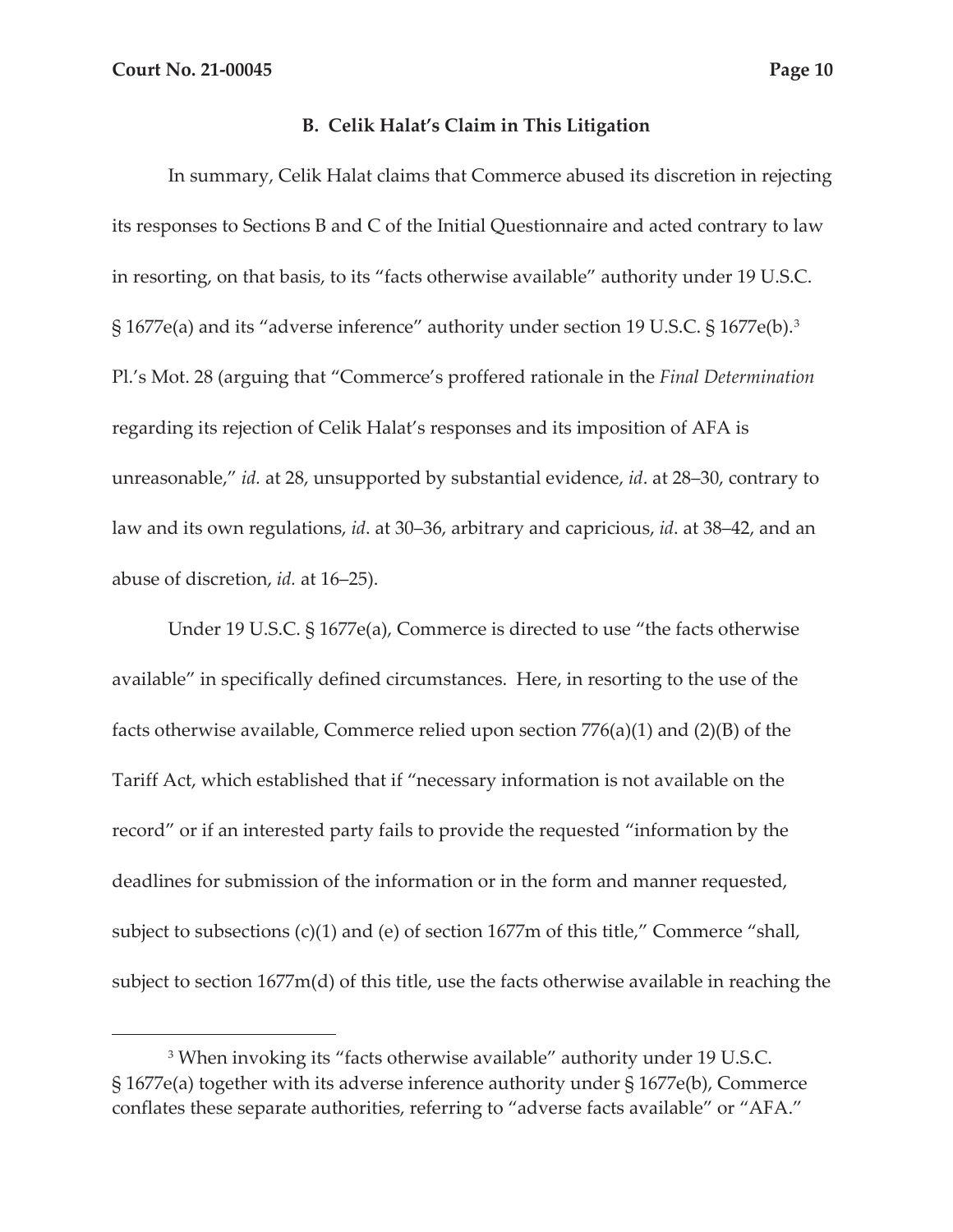### B. Celik Halat's Claim in This Litigation

In summary, Celik Halat claims that Commerce abused its discretion in rejecting its responses to Sections B and C of the Initial Questionnaire and acted contrary to law in resorting, on that basis, to its "facts otherwise available" authority under 19 U.S.C. § 1677e(a) and its "adverse inference" authority under section 19 U.S.C. § 1677e(b).[3] Pl.'s Mot. 28 (arguing that "Commerce's proffered rationale in the *Final Determination* regarding its rejection of Celik Halat's responses and its imposition of AFA is unreasonable," *id.* at 28, unsupported by substantial evidence, *id*. at 28–30, contrary to law and its own regulations, *id*. at 30–36, arbitrary and capricious, *id*. at 38–42, and an abuse of discretion, *id.* at 16–25).

Under 19 U.S.C. § 1677e(a), Commerce is directed to use "the facts otherwise available" in specifically defined circumstances. Here, in resorting to the use of the facts otherwise available, Commerce relied upon section 776(a)(1) and (2)(B) of the Tariff Act, which established that if "necessary information is not available on the record" or if an interested party fails to provide the requested "information by the deadlines for submission of the information or in the form and manner requested, subject to subsections (c)(1) and (e) of section 1677m of this title," Commerce "shall, subject to section 1677m(d) of this title, use the facts otherwise available in reaching the

---

[3] When invoking its "facts otherwise available" authority under 19 U.S.C. § 1677e(a) together with its adverse inference authority under § 1677e(b), Commerce conflates these separate authorities, referring to "adverse facts available" or "AFA."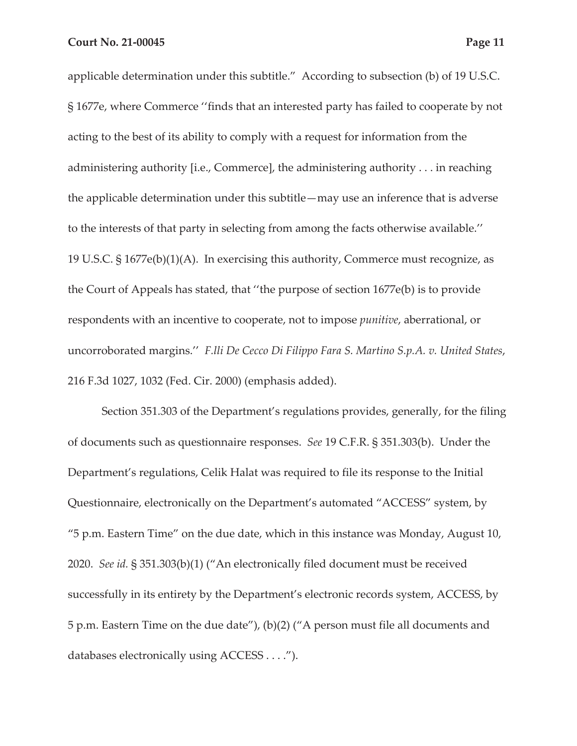applicable determination under this subtitle." According to subsection (b) of 19 U.S.C. § 1677e, where Commerce ''finds that an interested party has failed to cooperate by not acting to the best of its ability to comply with a request for information from the administering authority [i.e., Commerce], the administering authority . . . in reaching the applicable determination under this subtitle—may use an inference that is adverse to the interests of that party in selecting from among the facts otherwise available.'' 19 U.S.C. § 1677e(b)(1)(A). In exercising this authority, Commerce must recognize, as the Court of Appeals has stated, that ''the purpose of section 1677e(b) is to provide respondents with an incentive to cooperate, not to impose *punitive*, aberrational, or uncorroborated margins.'' *F.lli De Cecco Di Filippo Fara S. Martino S.p.A. v. United States*, 216 F.3d 1027, 1032 (Fed. Cir. 2000) (emphasis added).

Section 351.303 of the Department's regulations provides, generally, for the filing of documents such as questionnaire responses. *See* 19 C.F.R. § 351.303(b). Under the Department's regulations, Celik Halat was required to file its response to the Initial Questionnaire, electronically on the Department's automated "ACCESS" system, by "5 p.m. Eastern Time" on the due date, which in this instance was Monday, August 10, 2020. *See id.* § 351.303(b)(1) ("An electronically filed document must be received successfully in its entirety by the Department's electronic records system, ACCESS, by 5 p.m. Eastern Time on the due date"), (b)(2) ("A person must file all documents and databases electronically using ACCESS . . . .").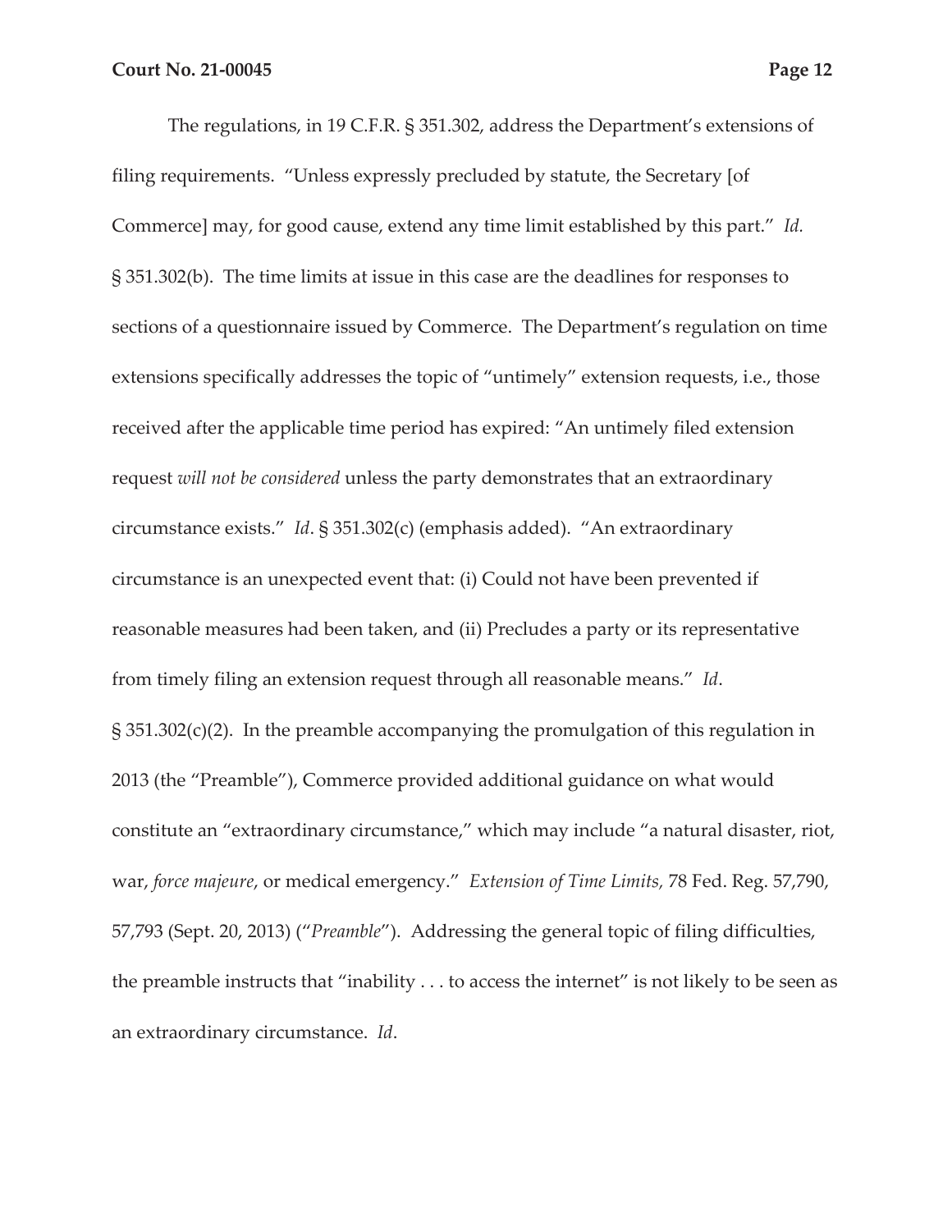The regulations, in 19 C.F.R. § 351.302, address the Department's extensions of filing requirements. "Unless expressly precluded by statute, the Secretary [of Commerce] may, for good cause, extend any time limit established by this part." *Id.* § 351.302(b). The time limits at issue in this case are the deadlines for responses to sections of a questionnaire issued by Commerce. The Department's regulation on time extensions specifically addresses the topic of "untimely" extension requests, i.e., those received after the applicable time period has expired: "An untimely filed extension request *will not be considered* unless the party demonstrates that an extraordinary circumstance exists." *Id*. § 351.302(c) (emphasis added). "An extraordinary circumstance is an unexpected event that: (i) Could not have been prevented if reasonable measures had been taken, and (ii) Precludes a party or its representative from timely filing an extension request through all reasonable means." *Id*. § 351.302(c)(2). In the preamble accompanying the promulgation of this regulation in 2013 (the "Preamble"), Commerce provided additional guidance on what would constitute an "extraordinary circumstance," which may include "a natural disaster, riot, war, *force majeure*, or medical emergency." *Extension of Time Limits,* 78 Fed. Reg. 57,790, 57,793 (Sept. 20, 2013) ("*Preamble*"). Addressing the general topic of filing difficulties, the preamble instructs that "inability . . . to access the internet" is not likely to be seen as an extraordinary circumstance. *Id*.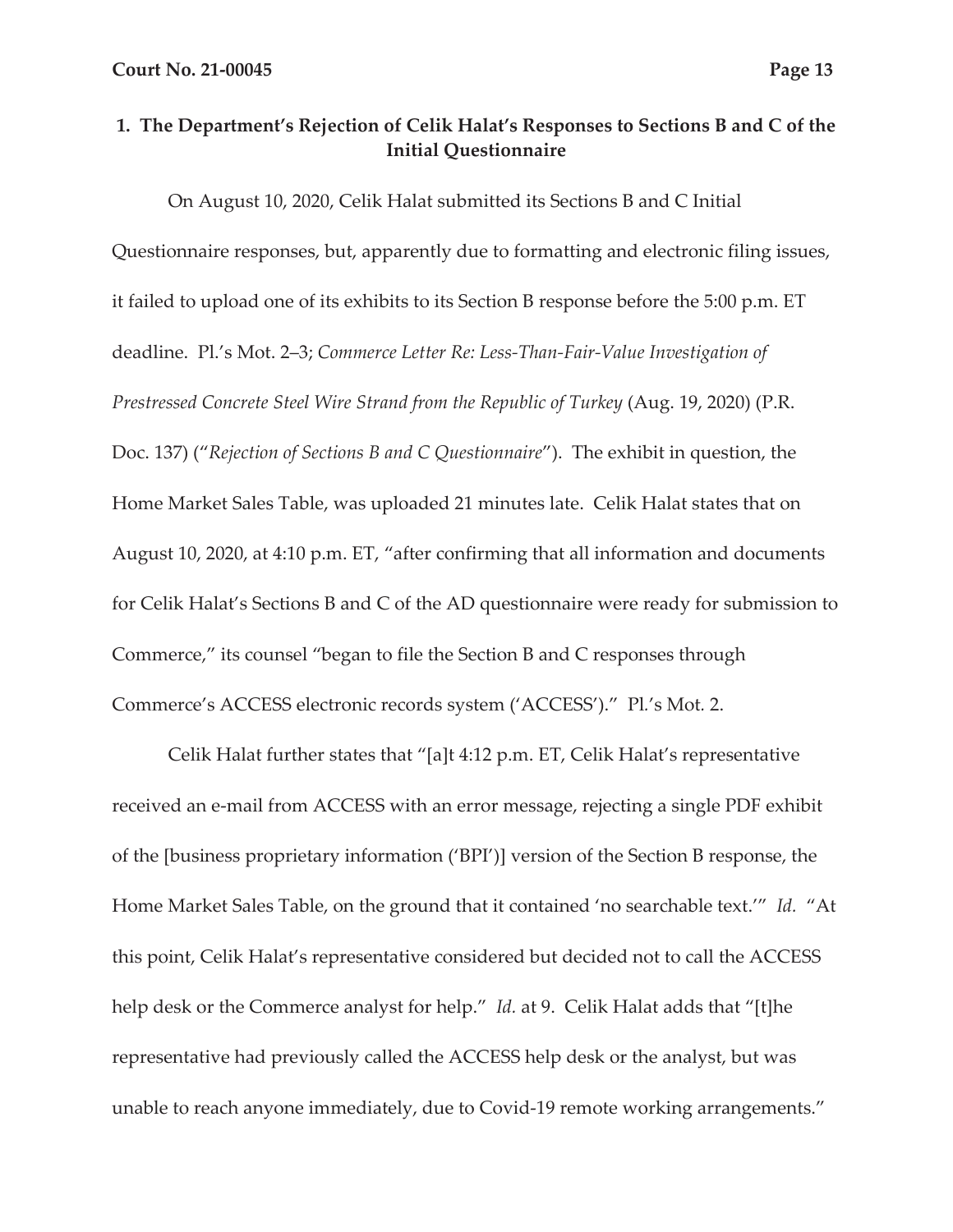### 1. The Department's Rejection of Celik Halat's Responses to Sections B and C of the Initial Questionnaire

On August 10, 2020, Celik Halat submitted its Sections B and C Initial Questionnaire responses, but, apparently due to formatting and electronic filing issues, it failed to upload one of its exhibits to its Section B response before the 5:00 p.m. ET deadline. Pl.'s Mot. 2–3; *Commerce Letter Re: Less-Than-Fair-Value Investigation of Prestressed Concrete Steel Wire Strand from the Republic of Turkey* (Aug. 19, 2020) (P.R. Doc. 137) ("*Rejection of Sections B and C Questionnaire*"). The exhibit in question, the Home Market Sales Table, was uploaded 21 minutes late. Celik Halat states that on August 10, 2020, at 4:10 p.m. ET, "after confirming that all information and documents for Celik Halat's Sections B and C of the AD questionnaire were ready for submission to Commerce," its counsel "began to file the Section B and C responses through Commerce's ACCESS electronic records system ('ACCESS')." Pl.'s Mot. 2.

Celik Halat further states that "[a]t 4:12 p.m. ET, Celik Halat's representative received an e-mail from ACCESS with an error message, rejecting a single PDF exhibit of the [business proprietary information ('BPI')] version of the Section B response, the Home Market Sales Table, on the ground that it contained 'no searchable text.'" *Id.* "At this point, Celik Halat's representative considered but decided not to call the ACCESS help desk or the Commerce analyst for help." *Id.* at 9. Celik Halat adds that "[t]he representative had previously called the ACCESS help desk or the analyst, but was unable to reach anyone immediately, due to Covid-19 remote working arrangements."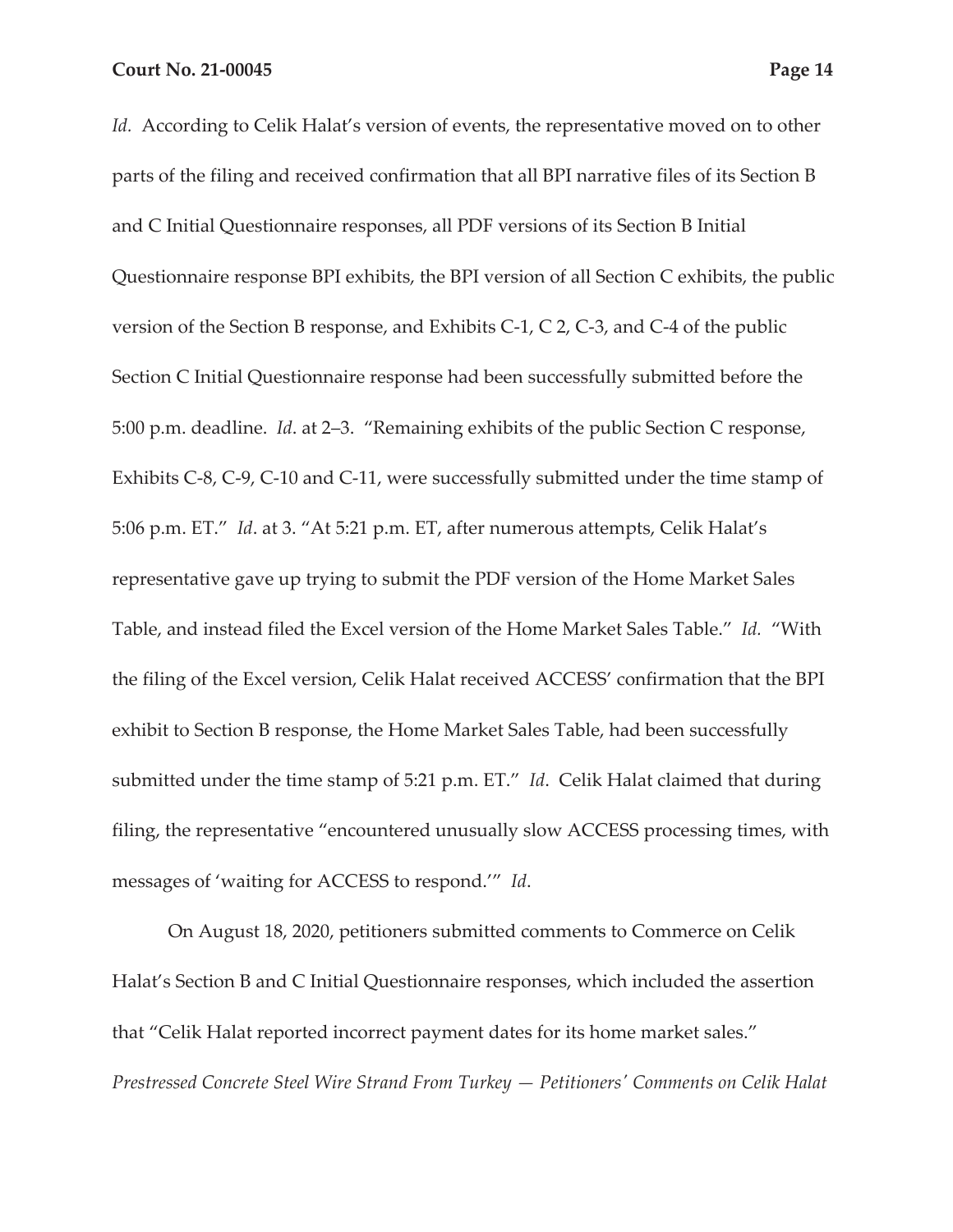*Id.* According to Celik Halat's version of events, the representative moved on to other parts of the filing and received confirmation that all BPI narrative files of its Section B and C Initial Questionnaire responses, all PDF versions of its Section B Initial Questionnaire response BPI exhibits, the BPI version of all Section C exhibits, the public version of the Section B response, and Exhibits C-1, C 2, C-3, and C-4 of the public Section C Initial Questionnaire response had been successfully submitted before the 5:00 p.m. deadline. *Id*. at 2–3. "Remaining exhibits of the public Section C response, Exhibits C-8, C-9, C-10 and C-11, were successfully submitted under the time stamp of 5:06 p.m. ET." *Id*. at 3. "At 5:21 p.m. ET, after numerous attempts, Celik Halat's representative gave up trying to submit the PDF version of the Home Market Sales Table, and instead filed the Excel version of the Home Market Sales Table." *Id.* "With the filing of the Excel version, Celik Halat received ACCESS' confirmation that the BPI exhibit to Section B response, the Home Market Sales Table, had been successfully submitted under the time stamp of 5:21 p.m. ET." *Id*. Celik Halat claimed that during filing, the representative "encountered unusually slow ACCESS processing times, with messages of 'waiting for ACCESS to respond.'" *Id*.

On August 18, 2020, petitioners submitted comments to Commerce on Celik Halat's Section B and C Initial Questionnaire responses, which included the assertion that "Celik Halat reported incorrect payment dates for its home market sales." *Prestressed Concrete Steel Wire Strand From Turkey — Petitioners' Comments on Celik Halat*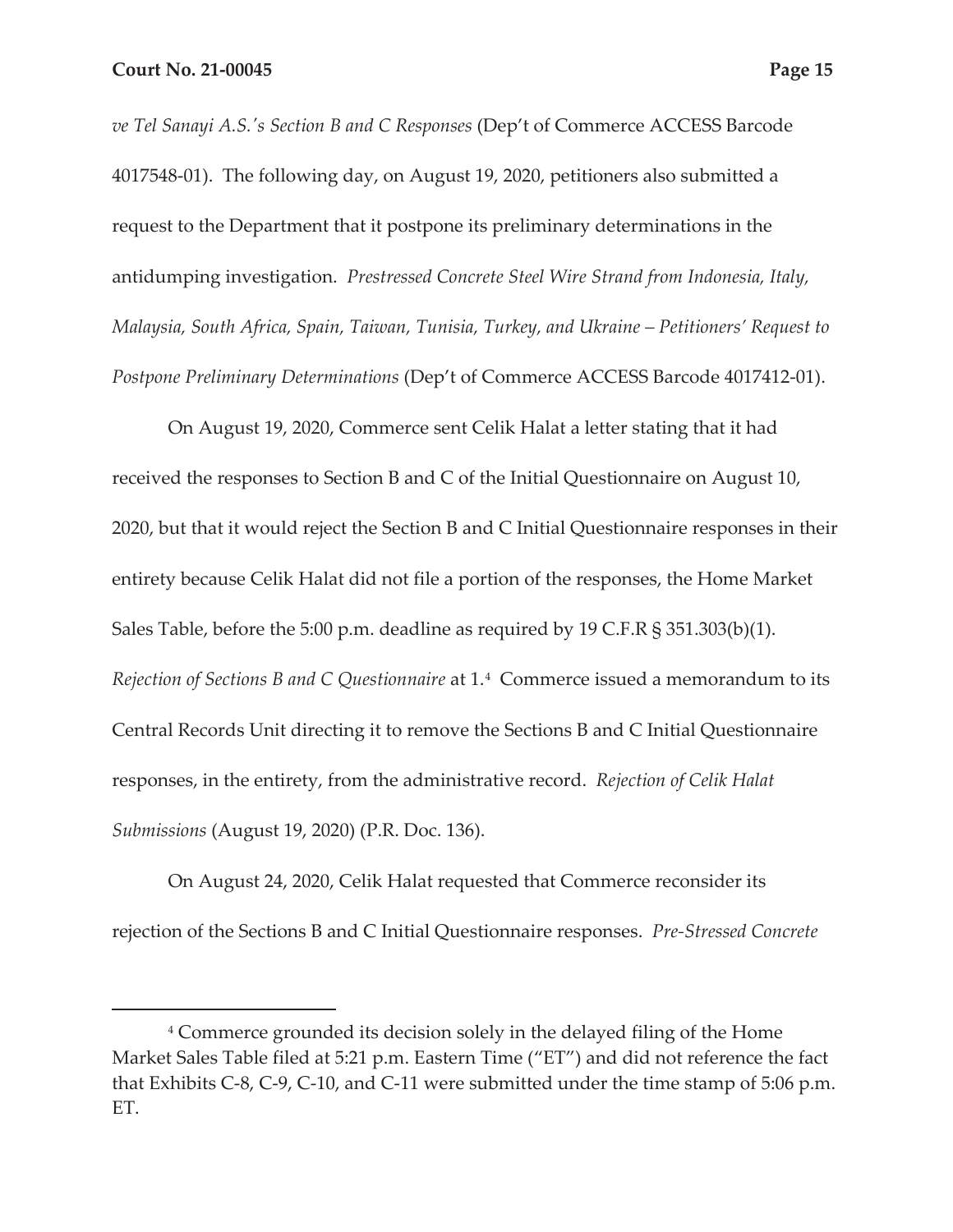*ve Tel Sanayi A.S.'s Section B and C Responses* (Dep't of Commerce ACCESS Barcode 4017548-01). The following day, on August 19, 2020, petitioners also submitted a request to the Department that it postpone its preliminary determinations in the antidumping investigation. *Prestressed Concrete Steel Wire Strand from Indonesia, Italy, Malaysia, South Africa, Spain, Taiwan, Tunisia, Turkey, and Ukraine – Petitioners' Request to Postpone Preliminary Determinations* (Dep't of Commerce ACCESS Barcode 4017412-01).

On August 19, 2020, Commerce sent Celik Halat a letter stating that it had received the responses to Section B and C of the Initial Questionnaire on August 10, 2020, but that it would reject the Section B and C Initial Questionnaire responses in their entirety because Celik Halat did not file a portion of the responses, the Home Market Sales Table, before the 5:00 p.m. deadline as required by 19 C.F.R § 351.303(b)(1). *Rejection of Sections B and C Questionnaire* at 1.[4] Commerce issued a memorandum to its Central Records Unit directing it to remove the Sections B and C Initial Questionnaire responses, in the entirety, from the administrative record. *Rejection of Celik Halat Submissions* (August 19, 2020) (P.R. Doc. 136).

On August 24, 2020, Celik Halat requested that Commerce reconsider its rejection of the Sections B and C Initial Questionnaire responses. *Pre-Stressed Concrete*

---

[4] Commerce grounded its decision solely in the delayed filing of the Home Market Sales Table filed at 5:21 p.m. Eastern Time ("ET") and did not reference the fact that Exhibits C-8, C-9, C-10, and C-11 were submitted under the time stamp of 5:06 p.m. ET.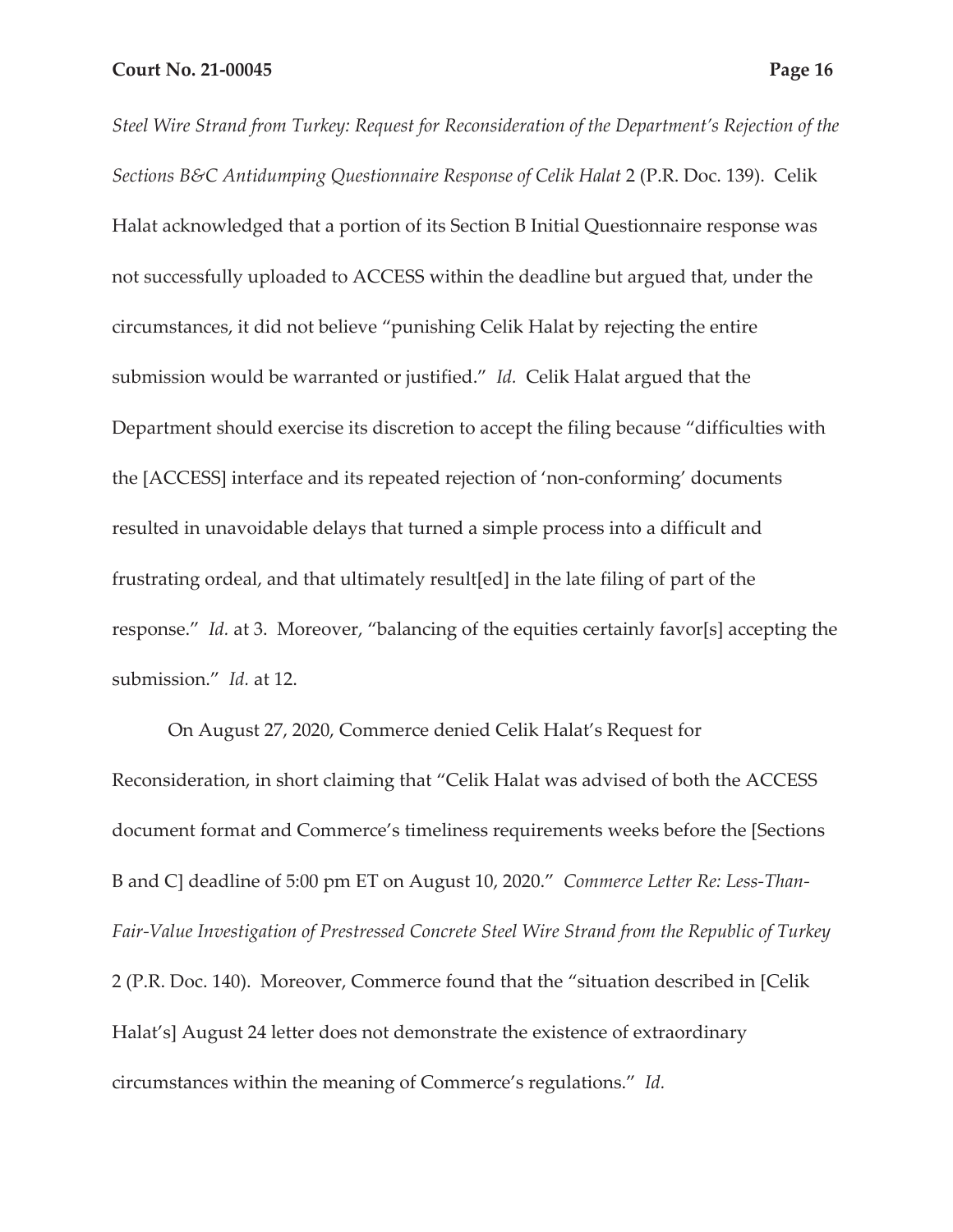*Steel Wire Strand from Turkey: Request for Reconsideration of the Department's Rejection of the Sections B&C Antidumping Questionnaire Response of Celik Halat* 2 (P.R. Doc. 139). Celik Halat acknowledged that a portion of its Section B Initial Questionnaire response was not successfully uploaded to ACCESS within the deadline but argued that, under the circumstances, it did not believe "punishing Celik Halat by rejecting the entire submission would be warranted or justified." *Id.* Celik Halat argued that the Department should exercise its discretion to accept the filing because "difficulties with the [ACCESS] interface and its repeated rejection of 'non-conforming' documents resulted in unavoidable delays that turned a simple process into a difficult and frustrating ordeal, and that ultimately result[ed] in the late filing of part of the response." *Id.* at 3. Moreover, "balancing of the equities certainly favor[s] accepting the submission." *Id.* at 12.

On August 27, 2020, Commerce denied Celik Halat's Request for Reconsideration, in short claiming that "Celik Halat was advised of both the ACCESS document format and Commerce's timeliness requirements weeks before the [Sections B and C] deadline of 5:00 pm ET on August 10, 2020." *Commerce Letter Re: Less-Than-Fair-Value Investigation of Prestressed Concrete Steel Wire Strand from the Republic of Turkey* 2 (P.R. Doc. 140). Moreover, Commerce found that the "situation described in [Celik Halat's] August 24 letter does not demonstrate the existence of extraordinary circumstances within the meaning of Commerce's regulations." *Id.*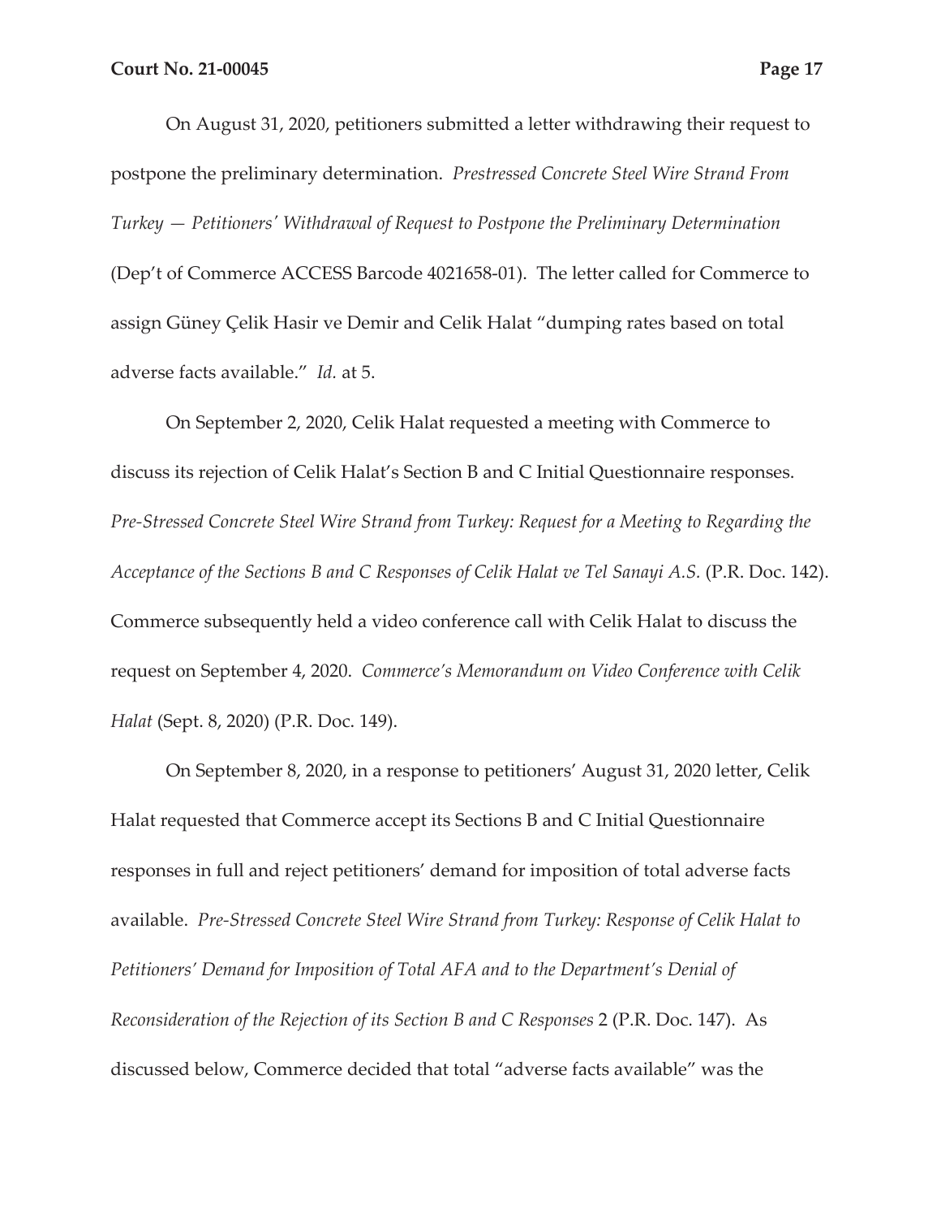On August 31, 2020, petitioners submitted a letter withdrawing their request to postpone the preliminary determination. *Prestressed Concrete Steel Wire Strand From Turkey — Petitioners' Withdrawal of Request to Postpone the Preliminary Determination* (Dep't of Commerce ACCESS Barcode 4021658-01). The letter called for Commerce to assign Güney Çelik Hasir ve Demir and Celik Halat "dumping rates based on total adverse facts available." *Id.* at 5.

On September 2, 2020, Celik Halat requested a meeting with Commerce to discuss its rejection of Celik Halat's Section B and C Initial Questionnaire responses. *Pre-Stressed Concrete Steel Wire Strand from Turkey: Request for a Meeting to Regarding the Acceptance of the Sections B and C Responses of Celik Halat ve Tel Sanayi A.S.* (P.R. Doc. 142). Commerce subsequently held a video conference call with Celik Halat to discuss the request on September 4, 2020. *Commerce's Memorandum on Video Conference with Celik Halat* (Sept. 8, 2020) (P.R. Doc. 149).

On September 8, 2020, in a response to petitioners' August 31, 2020 letter, Celik Halat requested that Commerce accept its Sections B and C Initial Questionnaire responses in full and reject petitioners' demand for imposition of total adverse facts available. *Pre-Stressed Concrete Steel Wire Strand from Turkey: Response of Celik Halat to Petitioners' Demand for Imposition of Total AFA and to the Department's Denial of Reconsideration of the Rejection of its Section B and C Responses* 2 (P.R. Doc. 147). As discussed below, Commerce decided that total "adverse facts available" was the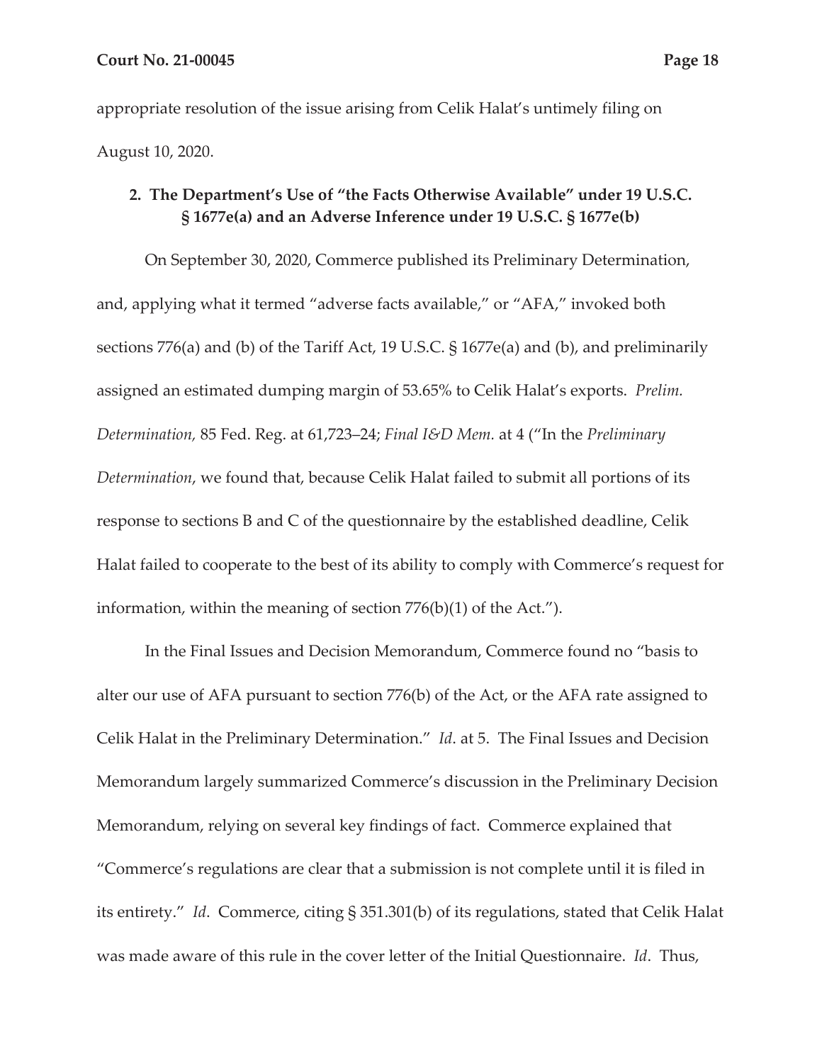appropriate resolution of the issue arising from Celik Halat's untimely filing on August 10, 2020.

**2. The Department's Use of "the Facts Otherwise Available" under 19 U.S.C. § 1677e(a) and an Adverse Inference under 19 U.S.C. § 1677e(b)**

On September 30, 2020, Commerce published its Preliminary Determination, and, applying what it termed "adverse facts available," or "AFA," invoked both sections 776(a) and (b) of the Tariff Act, 19 U.S.C. § 1677e(a) and (b), and preliminarily assigned an estimated dumping margin of 53.65% to Celik Halat's exports. *Prelim. Determination,* 85 Fed. Reg. at 61,723–24; *Final I&D Mem.* at 4 ("In the *Preliminary Determination*, we found that, because Celik Halat failed to submit all portions of its response to sections B and C of the questionnaire by the established deadline, Celik Halat failed to cooperate to the best of its ability to comply with Commerce's request for information, within the meaning of section 776(b)(1) of the Act.").

In the Final Issues and Decision Memorandum, Commerce found no "basis to alter our use of AFA pursuant to section 776(b) of the Act, or the AFA rate assigned to Celik Halat in the Preliminary Determination." *Id*. at 5. The Final Issues and Decision Memorandum largely summarized Commerce's discussion in the Preliminary Decision Memorandum, relying on several key findings of fact. Commerce explained that "Commerce's regulations are clear that a submission is not complete until it is filed in its entirety." *Id*. Commerce, citing § 351.301(b) of its regulations, stated that Celik Halat was made aware of this rule in the cover letter of the Initial Questionnaire. *Id*. Thus,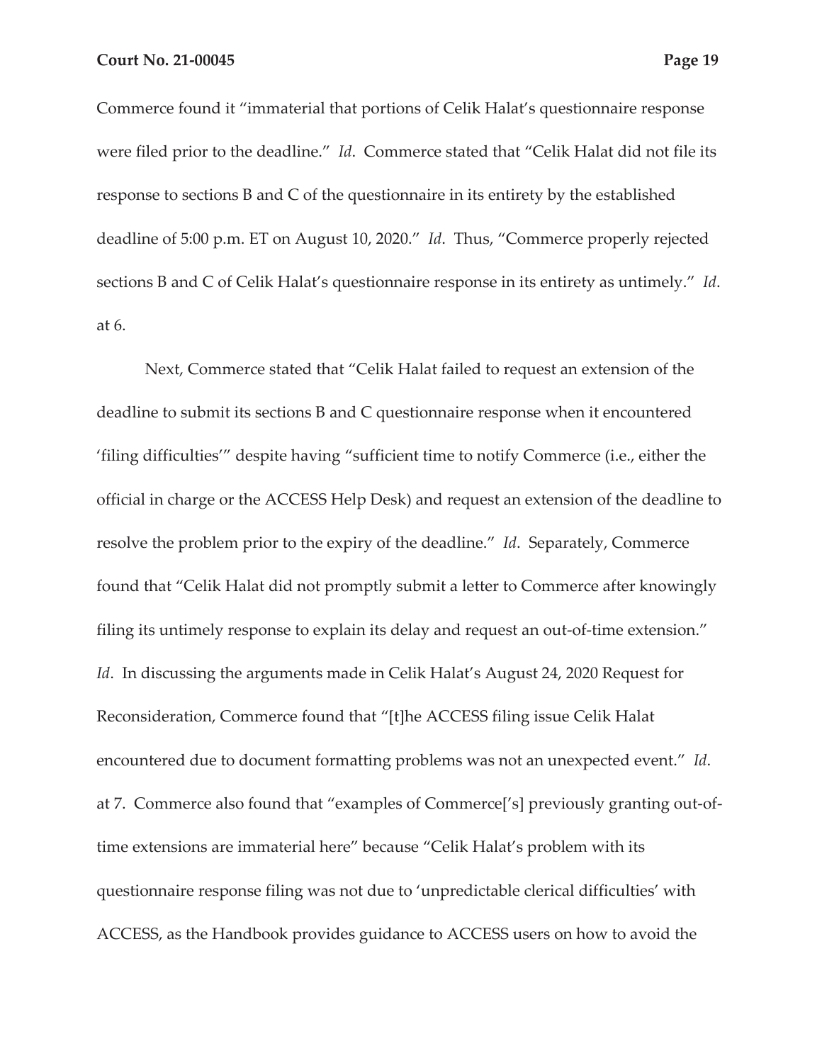Commerce found it "immaterial that portions of Celik Halat's questionnaire response were filed prior to the deadline." *Id*. Commerce stated that "Celik Halat did not file its response to sections B and C of the questionnaire in its entirety by the established deadline of 5:00 p.m. ET on August 10, 2020." *Id*. Thus, "Commerce properly rejected sections B and C of Celik Halat's questionnaire response in its entirety as untimely." *Id*. at 6.

Next, Commerce stated that "Celik Halat failed to request an extension of the deadline to submit its sections B and C questionnaire response when it encountered 'filing difficulties'" despite having "sufficient time to notify Commerce (i.e., either the official in charge or the ACCESS Help Desk) and request an extension of the deadline to resolve the problem prior to the expiry of the deadline." *Id*. Separately, Commerce found that "Celik Halat did not promptly submit a letter to Commerce after knowingly filing its untimely response to explain its delay and request an out-of-time extension." *Id*. In discussing the arguments made in Celik Halat's August 24, 2020 Request for Reconsideration, Commerce found that "[t]he ACCESS filing issue Celik Halat encountered due to document formatting problems was not an unexpected event." *Id*. at 7. Commerce also found that "examples of Commerce['s] previously granting out-of-time extensions are immaterial here" because "Celik Halat's problem with its questionnaire response filing was not due to 'unpredictable clerical difficulties' with ACCESS, as the Handbook provides guidance to ACCESS users on how to avoid the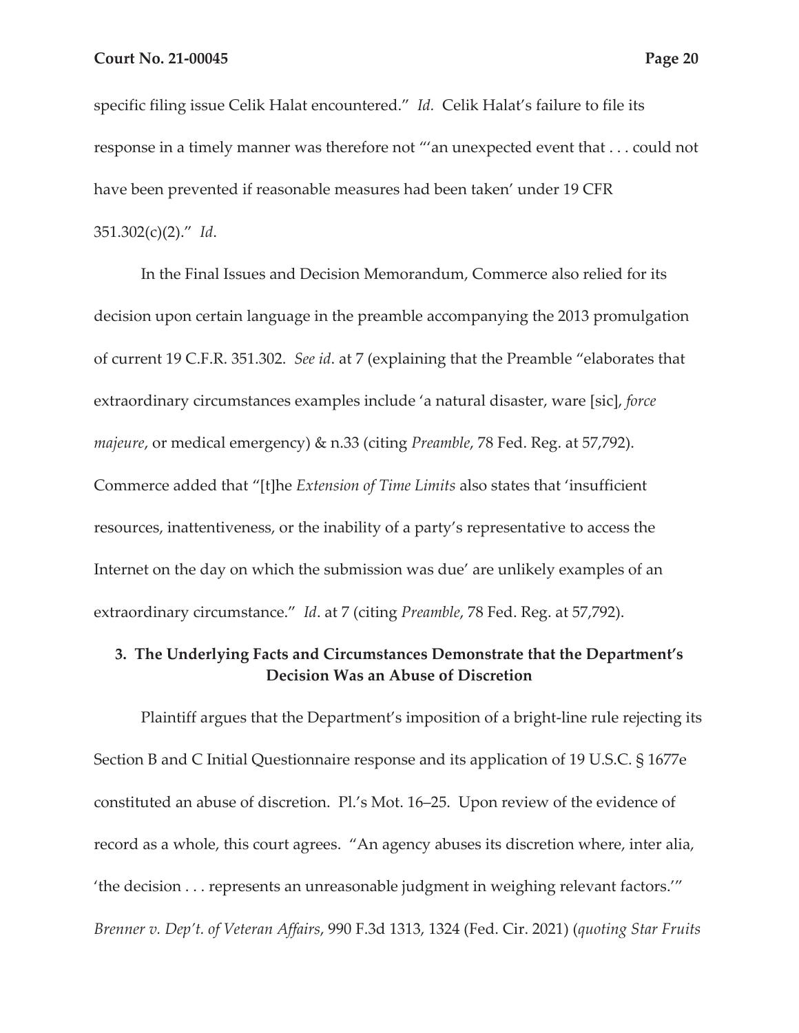specific filing issue Celik Halat encountered." *Id.* Celik Halat's failure to file its response in a timely manner was therefore not "'an unexpected event that . . . could not have been prevented if reasonable measures had been taken' under 19 CFR 351.302(c)(2)." *Id*.

In the Final Issues and Decision Memorandum, Commerce also relied for its decision upon certain language in the preamble accompanying the 2013 promulgation of current 19 C.F.R. 351.302. *See id*. at 7 (explaining that the Preamble "elaborates that extraordinary circumstances examples include 'a natural disaster, ware [sic], *force majeure*, or medical emergency) & n.33 (citing *Preamble*, 78 Fed. Reg. at 57,792). Commerce added that "[t]he *Extension of Time Limits* also states that 'insufficient resources, inattentiveness, or the inability of a party's representative to access the Internet on the day on which the submission was due' are unlikely examples of an extraordinary circumstance." *Id*. at 7 (citing *Preamble*, 78 Fed. Reg. at 57,792).

### 3. The Underlying Facts and Circumstances Demonstrate that the Department's Decision Was an Abuse of Discretion

Plaintiff argues that the Department's imposition of a bright-line rule rejecting its Section B and C Initial Questionnaire response and its application of 19 U.S.C. § 1677e constituted an abuse of discretion. Pl.'s Mot. 16–25. Upon review of the evidence of record as a whole, this court agrees. "An agency abuses its discretion where, inter alia, 'the decision . . . represents an unreasonable judgment in weighing relevant factors.'" *Brenner v. Dep't. of Veteran Affairs*, 990 F.3d 1313, 1324 (Fed. Cir. 2021) (*quoting Star Fruits*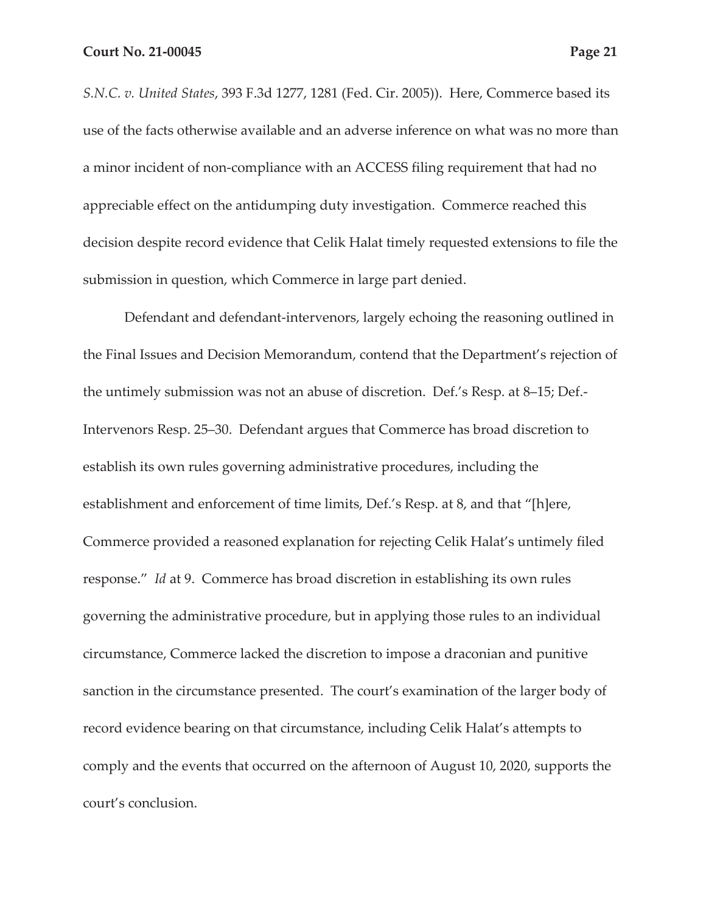*S.N.C. v. United States*, 393 F.3d 1277, 1281 (Fed. Cir. 2005)). Here, Commerce based its use of the facts otherwise available and an adverse inference on what was no more than a minor incident of non-compliance with an ACCESS filing requirement that had no appreciable effect on the antidumping duty investigation. Commerce reached this decision despite record evidence that Celik Halat timely requested extensions to file the submission in question, which Commerce in large part denied.

Defendant and defendant-intervenors, largely echoing the reasoning outlined in the Final Issues and Decision Memorandum, contend that the Department's rejection of the untimely submission was not an abuse of discretion. Def.'s Resp. at 8–15; Def.-Intervenors Resp. 25–30. Defendant argues that Commerce has broad discretion to establish its own rules governing administrative procedures, including the establishment and enforcement of time limits, Def.'s Resp. at 8, and that "[h]ere, Commerce provided a reasoned explanation for rejecting Celik Halat's untimely filed response." *Id* at 9. Commerce has broad discretion in establishing its own rules governing the administrative procedure, but in applying those rules to an individual circumstance, Commerce lacked the discretion to impose a draconian and punitive sanction in the circumstance presented. The court's examination of the larger body of record evidence bearing on that circumstance, including Celik Halat's attempts to comply and the events that occurred on the afternoon of August 10, 2020, supports the court's conclusion.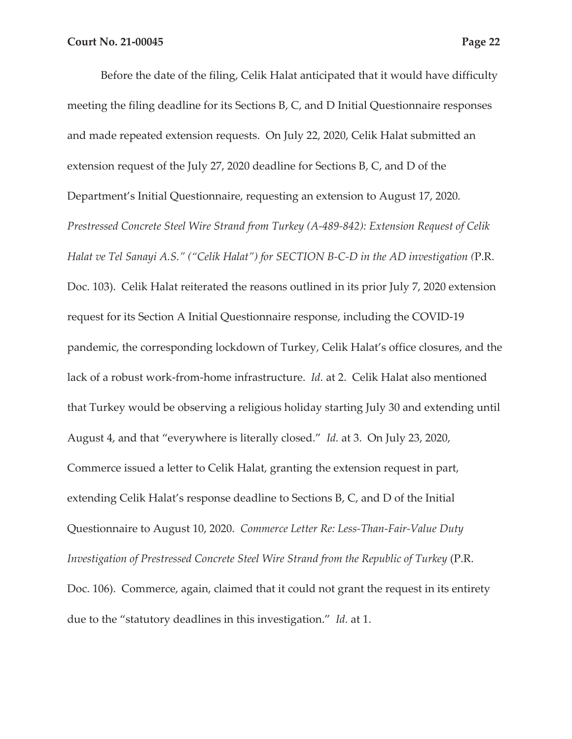Before the date of the filing, Celik Halat anticipated that it would have difficulty meeting the filing deadline for its Sections B, C, and D Initial Questionnaire responses and made repeated extension requests. On July 22, 2020, Celik Halat submitted an extension request of the July 27, 2020 deadline for Sections B, C, and D of the Department's Initial Questionnaire, requesting an extension to August 17, 2020. *Prestressed Concrete Steel Wire Strand from Turkey (A-489-842): Extension Request of Celik Halat ve Tel Sanayi A.S." ("Celik Halat") for SECTION B-C-D in the AD investigation (*P.R. Doc. 103). Celik Halat reiterated the reasons outlined in its prior July 7, 2020 extension request for its Section A Initial Questionnaire response, including the COVID-19 pandemic, the corresponding lockdown of Turkey, Celik Halat's office closures, and the lack of a robust work-from-home infrastructure. *Id.* at 2. Celik Halat also mentioned that Turkey would be observing a religious holiday starting July 30 and extending until August 4, and that "everywhere is literally closed." *Id.* at 3. On July 23, 2020, Commerce issued a letter to Celik Halat, granting the extension request in part, extending Celik Halat's response deadline to Sections B, C, and D of the Initial Questionnaire to August 10, 2020. *Commerce Letter Re: Less-Than-Fair-Value Duty Investigation of Prestressed Concrete Steel Wire Strand from the Republic of Turkey* (P.R. Doc. 106). Commerce, again, claimed that it could not grant the request in its entirety due to the "statutory deadlines in this investigation." *Id.* at 1.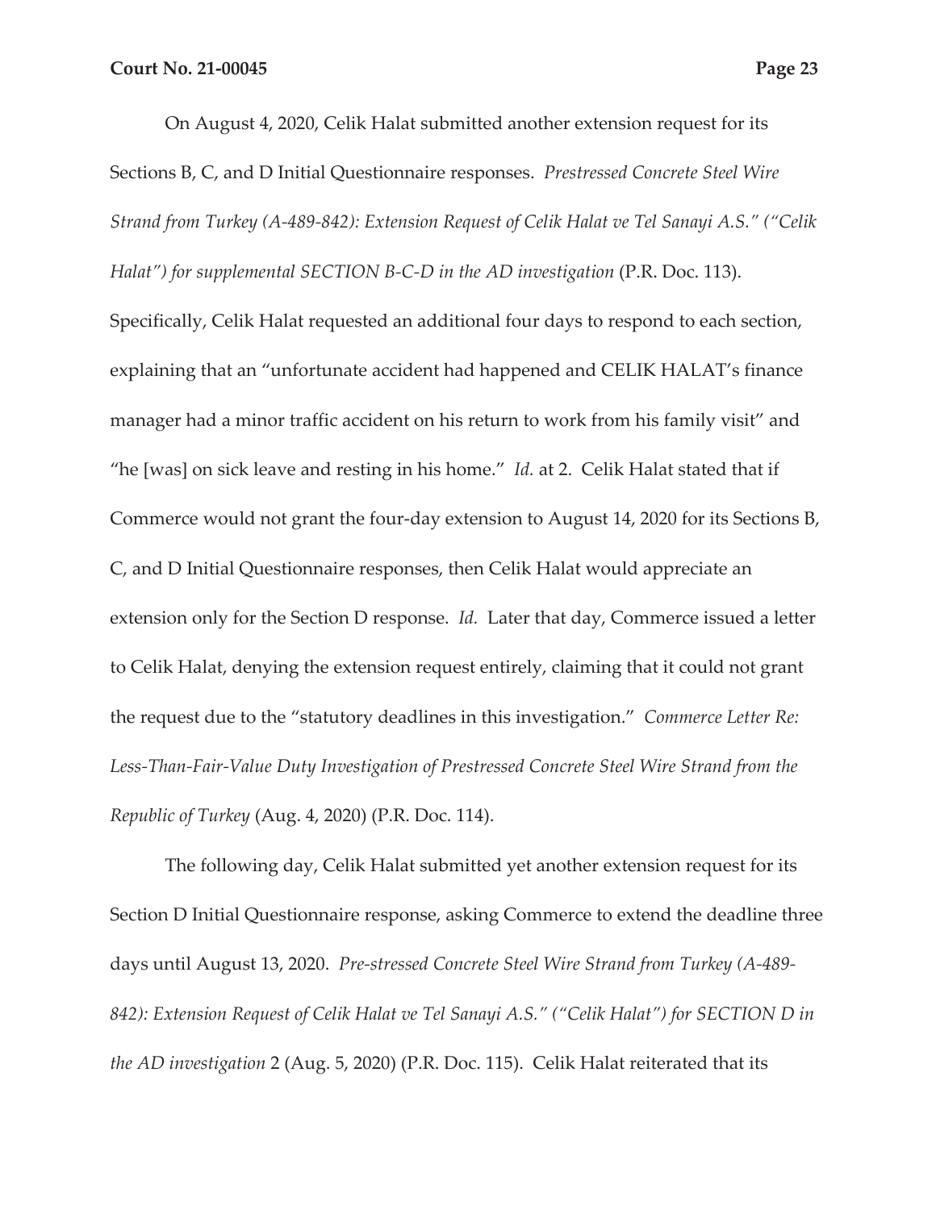On August 4, 2020, Celik Halat submitted another extension request for its Sections B, C, and D Initial Questionnaire responses. *Prestressed Concrete Steel Wire Strand from Turkey (A-489-842): Extension Request of Celik Halat ve Tel Sanayi A.S." ("Celik Halat") for supplemental SECTION B-C-D in the AD investigation* (P.R. Doc. 113). Specifically, Celik Halat requested an additional four days to respond to each section, explaining that an "unfortunate accident had happened and CELIK HALAT's finance manager had a minor traffic accident on his return to work from his family visit" and "he [was] on sick leave and resting in his home." *Id.* at 2. Celik Halat stated that if Commerce would not grant the four-day extension to August 14, 2020 for its Sections B, C, and D Initial Questionnaire responses, then Celik Halat would appreciate an extension only for the Section D response. *Id.* Later that day, Commerce issued a letter to Celik Halat, denying the extension request entirely, claiming that it could not grant the request due to the "statutory deadlines in this investigation." *Commerce Letter Re: Less-Than-Fair-Value Duty Investigation of Prestressed Concrete Steel Wire Strand from the Republic of Turkey* (Aug. 4, 2020) (P.R. Doc. 114).

The following day, Celik Halat submitted yet another extension request for its Section D Initial Questionnaire response, asking Commerce to extend the deadline three days until August 13, 2020. *Pre-stressed Concrete Steel Wire Strand from Turkey (A-489-842): Extension Request of Celik Halat ve Tel Sanayi A.S." ("Celik Halat") for SECTION D in the AD investigation* 2 (Aug. 5, 2020) (P.R. Doc. 115). Celik Halat reiterated that its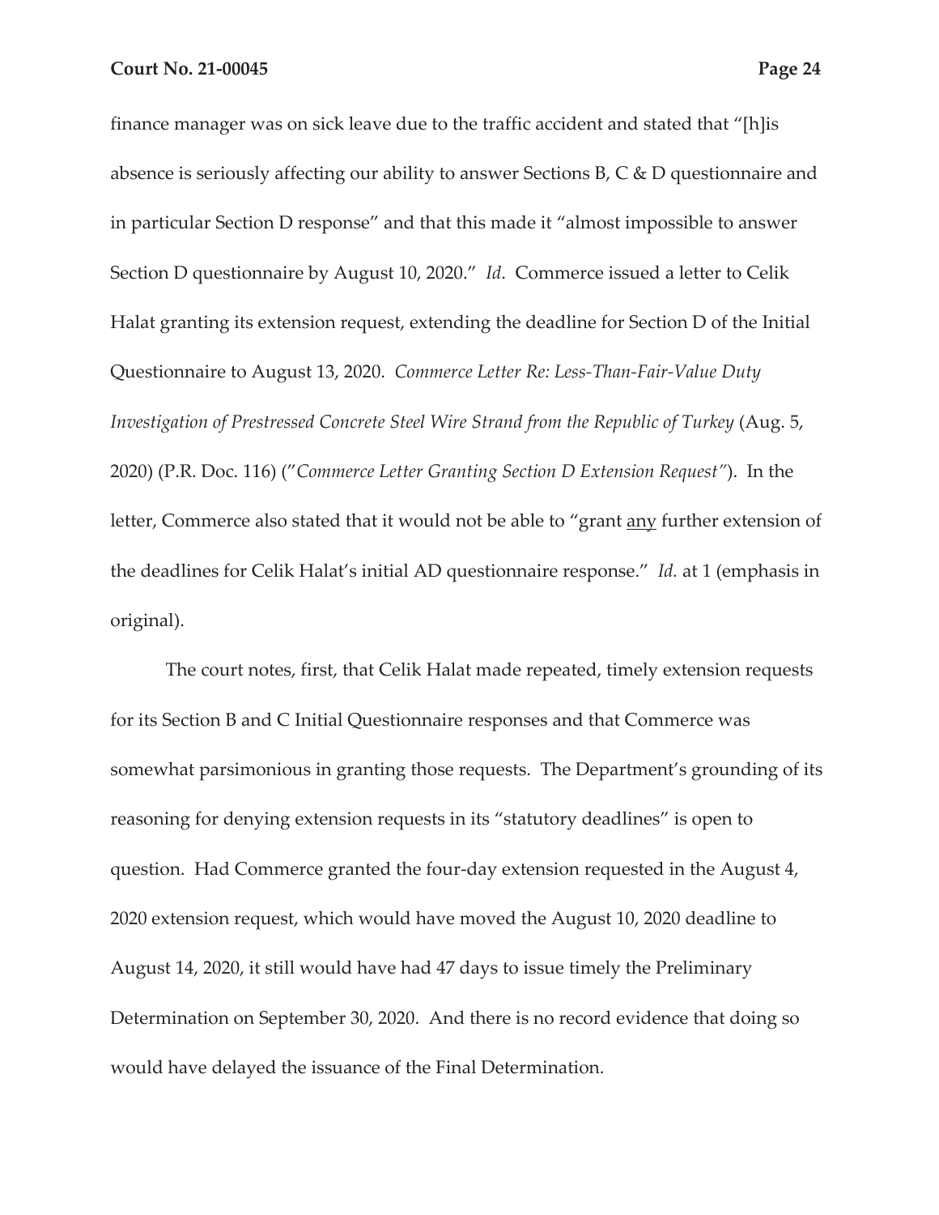finance manager was on sick leave due to the traffic accident and stated that "[h]is absence is seriously affecting our ability to answer Sections B, C & D questionnaire and in particular Section D response" and that this made it "almost impossible to answer Section D questionnaire by August 10, 2020." *Id*. Commerce issued a letter to Celik Halat granting its extension request, extending the deadline for Section D of the Initial Questionnaire to August 13, 2020. *Commerce Letter Re: Less-Than-Fair-Value Duty Investigation of Prestressed Concrete Steel Wire Strand from the Republic of Turkey* (Aug. 5, 2020) (P.R. Doc. 116) ("*Commerce Letter Granting Section D Extension Request"*). In the letter, Commerce also stated that it would not be able to "grant <u>any</u> further extension of the deadlines for Celik Halat's initial AD questionnaire response." *Id.* at 1 (emphasis in original).

The court notes, first, that Celik Halat made repeated, timely extension requests for its Section B and C Initial Questionnaire responses and that Commerce was somewhat parsimonious in granting those requests. The Department's grounding of its reasoning for denying extension requests in its "statutory deadlines" is open to question. Had Commerce granted the four-day extension requested in the August 4, 2020 extension request, which would have moved the August 10, 2020 deadline to August 14, 2020, it still would have had 47 days to issue timely the Preliminary Determination on September 30, 2020. And there is no record evidence that doing so would have delayed the issuance of the Final Determination.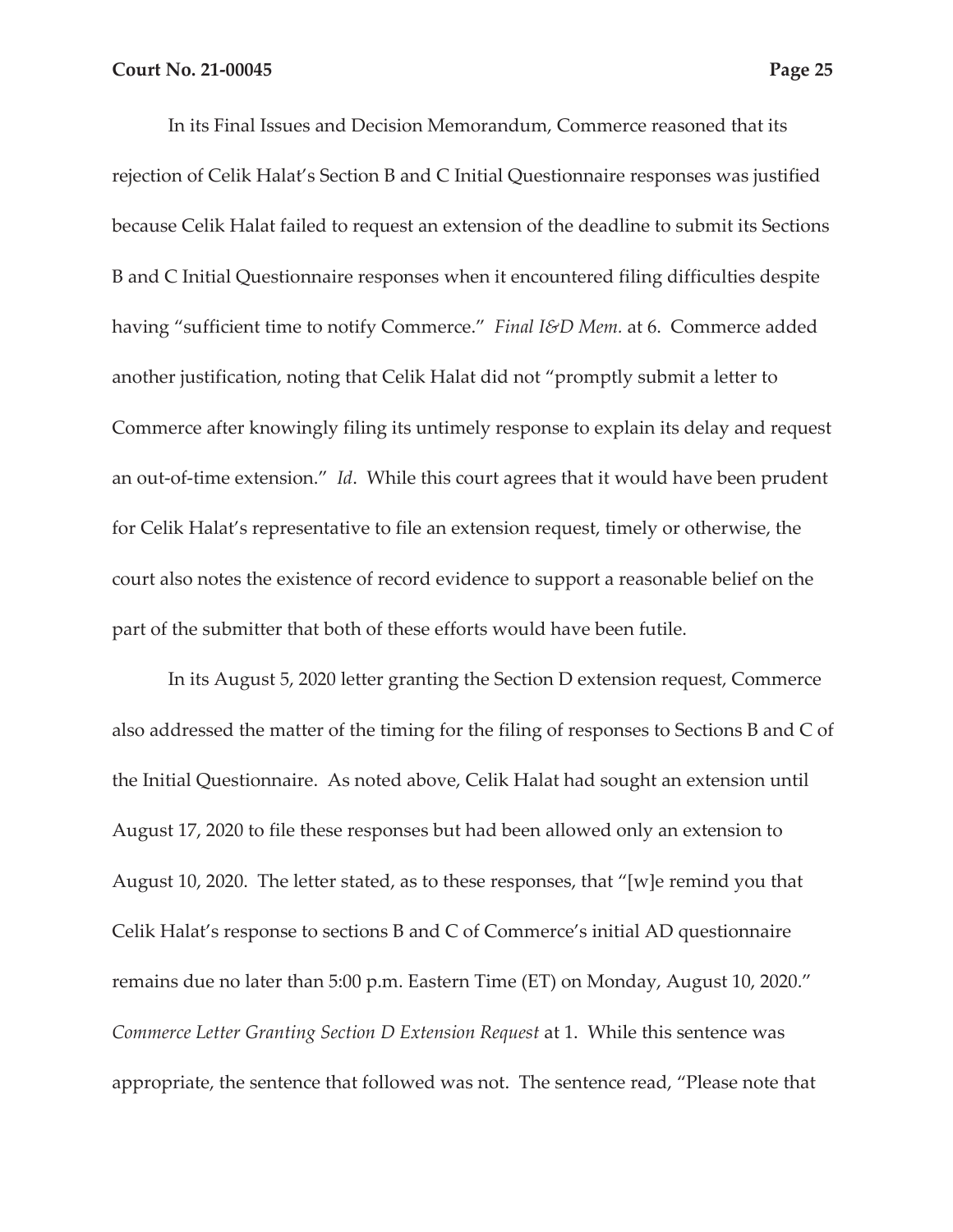In its Final Issues and Decision Memorandum, Commerce reasoned that its rejection of Celik Halat's Section B and C Initial Questionnaire responses was justified because Celik Halat failed to request an extension of the deadline to submit its Sections B and C Initial Questionnaire responses when it encountered filing difficulties despite having "sufficient time to notify Commerce." *Final I&D Mem.* at 6. Commerce added another justification, noting that Celik Halat did not "promptly submit a letter to Commerce after knowingly filing its untimely response to explain its delay and request an out-of-time extension." *Id*. While this court agrees that it would have been prudent for Celik Halat's representative to file an extension request, timely or otherwise, the court also notes the existence of record evidence to support a reasonable belief on the part of the submitter that both of these efforts would have been futile.

In its August 5, 2020 letter granting the Section D extension request, Commerce also addressed the matter of the timing for the filing of responses to Sections B and C of the Initial Questionnaire. As noted above, Celik Halat had sought an extension until August 17, 2020 to file these responses but had been allowed only an extension to August 10, 2020. The letter stated, as to these responses, that "[w]e remind you that Celik Halat's response to sections B and C of Commerce's initial AD questionnaire remains due no later than 5:00 p.m. Eastern Time (ET) on Monday, August 10, 2020." *Commerce Letter Granting Section D Extension Request* at 1. While this sentence was appropriate, the sentence that followed was not. The sentence read, "Please note that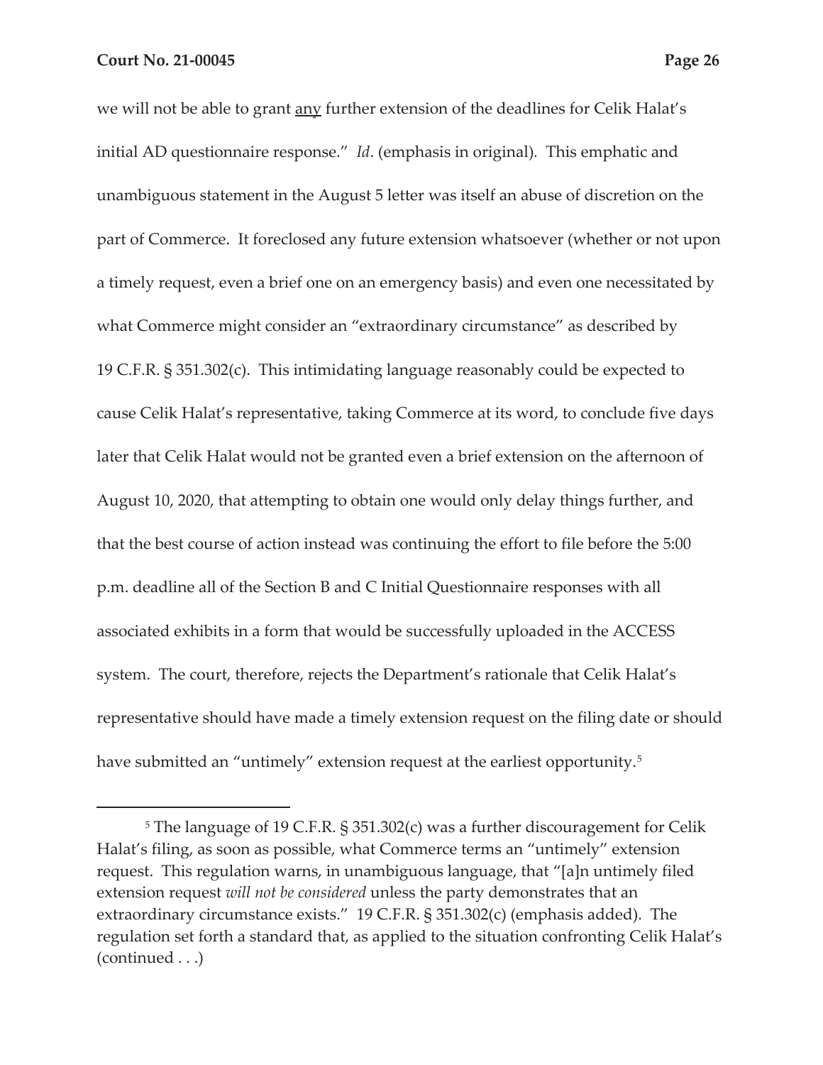we will not be able to grant <u>any</u> further extension of the deadlines for Celik Halat's initial AD questionnaire response." *Id*. (emphasis in original). This emphatic and unambiguous statement in the August 5 letter was itself an abuse of discretion on the part of Commerce. It foreclosed any future extension whatsoever (whether or not upon a timely request, even a brief one on an emergency basis) and even one necessitated by what Commerce might consider an "extraordinary circumstance" as described by 19 C.F.R. § 351.302(c). This intimidating language reasonably could be expected to cause Celik Halat's representative, taking Commerce at its word, to conclude five days later that Celik Halat would not be granted even a brief extension on the afternoon of August 10, 2020, that attempting to obtain one would only delay things further, and that the best course of action instead was continuing the effort to file before the 5:00 p.m. deadline all of the Section B and C Initial Questionnaire responses with all associated exhibits in a form that would be successfully uploaded in the ACCESS system. The court, therefore, rejects the Department's rationale that Celik Halat's representative should have made a timely extension request on the filing date or should have submitted an "untimely" extension request at the earliest opportunity.[5]

---

[5] The language of 19 C.F.R. § 351.302(c) was a further discouragement for Celik Halat's filing, as soon as possible, what Commerce terms an "untimely" extension request. This regulation warns, in unambiguous language, that "[a]n untimely filed extension request *will not be considered* unless the party demonstrates that an extraordinary circumstance exists." 19 C.F.R. § 351.302(c) (emphasis added). The regulation set forth a standard that, as applied to the situation confronting Celik Halat's (continued . . .)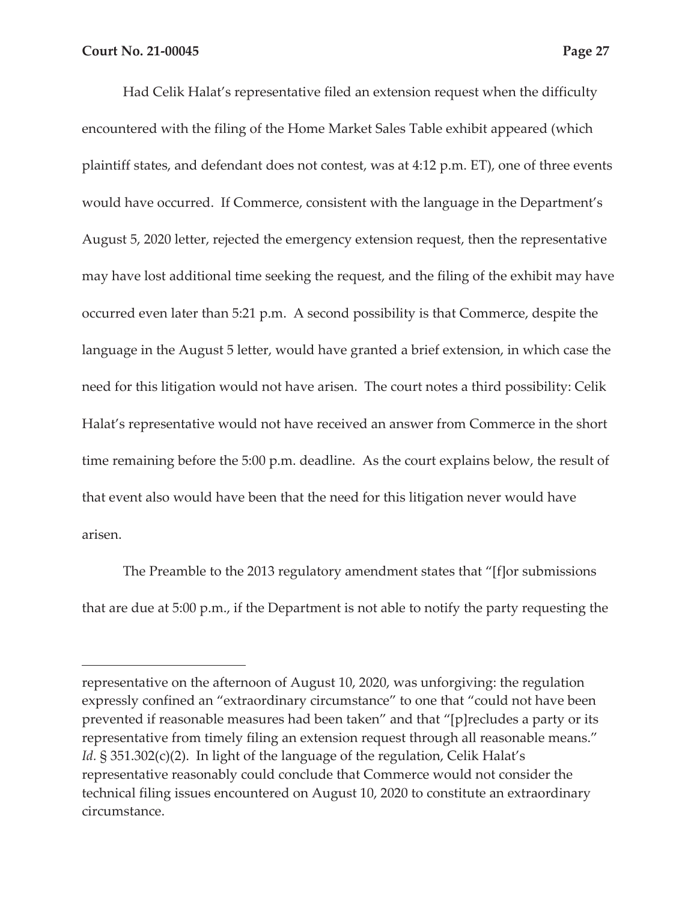Had Celik Halat's representative filed an extension request when the difficulty encountered with the filing of the Home Market Sales Table exhibit appeared (which plaintiff states, and defendant does not contest, was at 4:12 p.m. ET), one of three events would have occurred. If Commerce, consistent with the language in the Department's August 5, 2020 letter, rejected the emergency extension request, then the representative may have lost additional time seeking the request, and the filing of the exhibit may have occurred even later than 5:21 p.m. A second possibility is that Commerce, despite the language in the August 5 letter, would have granted a brief extension, in which case the need for this litigation would not have arisen. The court notes a third possibility: Celik Halat's representative would not have received an answer from Commerce in the short time remaining before the 5:00 p.m. deadline. As the court explains below, the result of that event also would have been that the need for this litigation never would have arisen.

The Preamble to the 2013 regulatory amendment states that "[f]or submissions that are due at 5:00 p.m., if the Department is not able to notify the party requesting the

---

representative on the afternoon of August 10, 2020, was unforgiving: the regulation expressly confined an "extraordinary circumstance" to one that "could not have been prevented if reasonable measures had been taken" and that "[p]recludes a party or its representative from timely filing an extension request through all reasonable means." *Id.* § 351.302(c)(2). In light of the language of the regulation, Celik Halat's representative reasonably could conclude that Commerce would not consider the technical filing issues encountered on August 10, 2020 to constitute an extraordinary circumstance.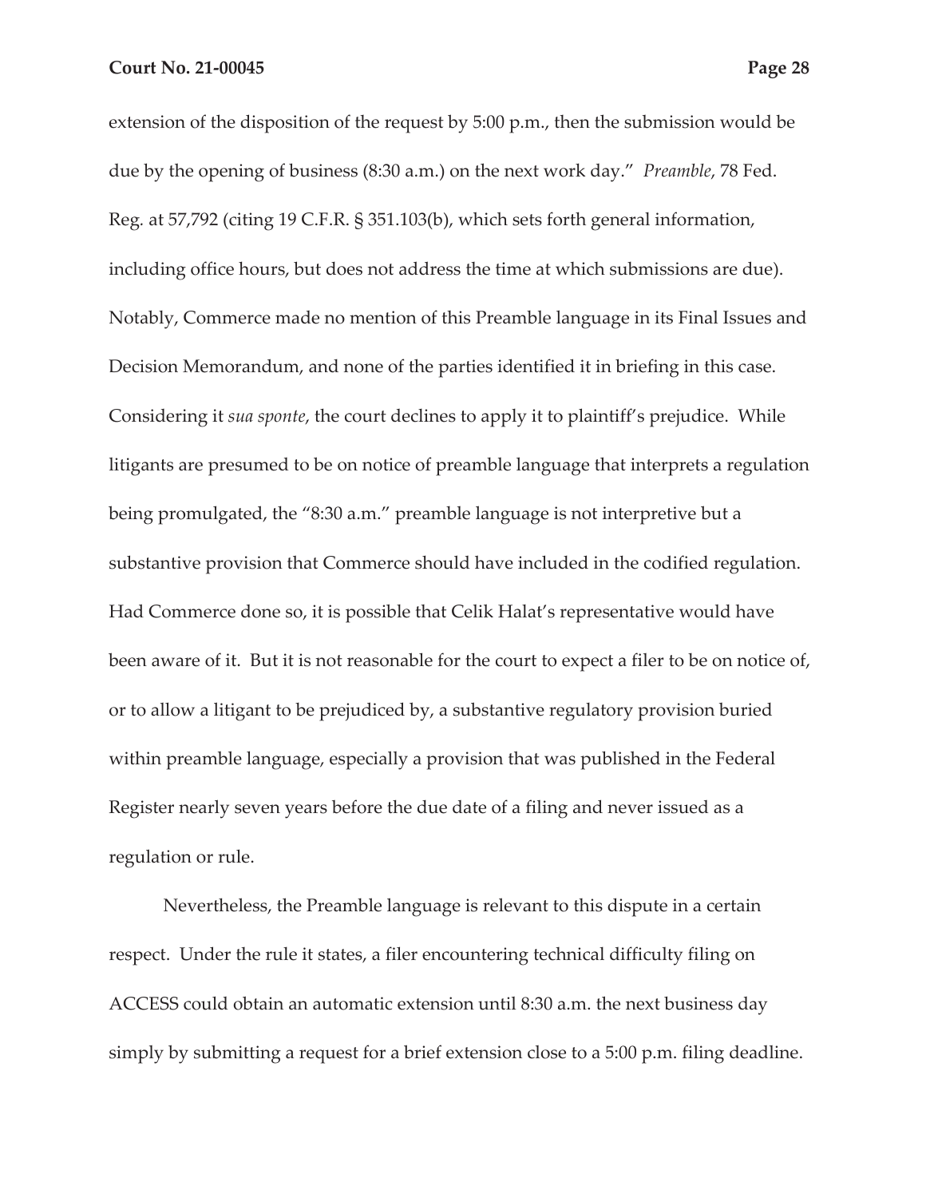extension of the disposition of the request by 5:00 p.m., then the submission would be due by the opening of business (8:30 a.m.) on the next work day." *Preamble*, 78 Fed. Reg. at 57,792 (citing 19 C.F.R. § 351.103(b), which sets forth general information, including office hours, but does not address the time at which submissions are due). Notably, Commerce made no mention of this Preamble language in its Final Issues and Decision Memorandum, and none of the parties identified it in briefing in this case. Considering it *sua sponte*, the court declines to apply it to plaintiff's prejudice. While litigants are presumed to be on notice of preamble language that interprets a regulation being promulgated, the "8:30 a.m." preamble language is not interpretive but a substantive provision that Commerce should have included in the codified regulation. Had Commerce done so, it is possible that Celik Halat's representative would have been aware of it. But it is not reasonable for the court to expect a filer to be on notice of, or to allow a litigant to be prejudiced by, a substantive regulatory provision buried within preamble language, especially a provision that was published in the Federal Register nearly seven years before the due date of a filing and never issued as a regulation or rule.

Nevertheless, the Preamble language is relevant to this dispute in a certain respect. Under the rule it states, a filer encountering technical difficulty filing on ACCESS could obtain an automatic extension until 8:30 a.m. the next business day simply by submitting a request for a brief extension close to a 5:00 p.m. filing deadline.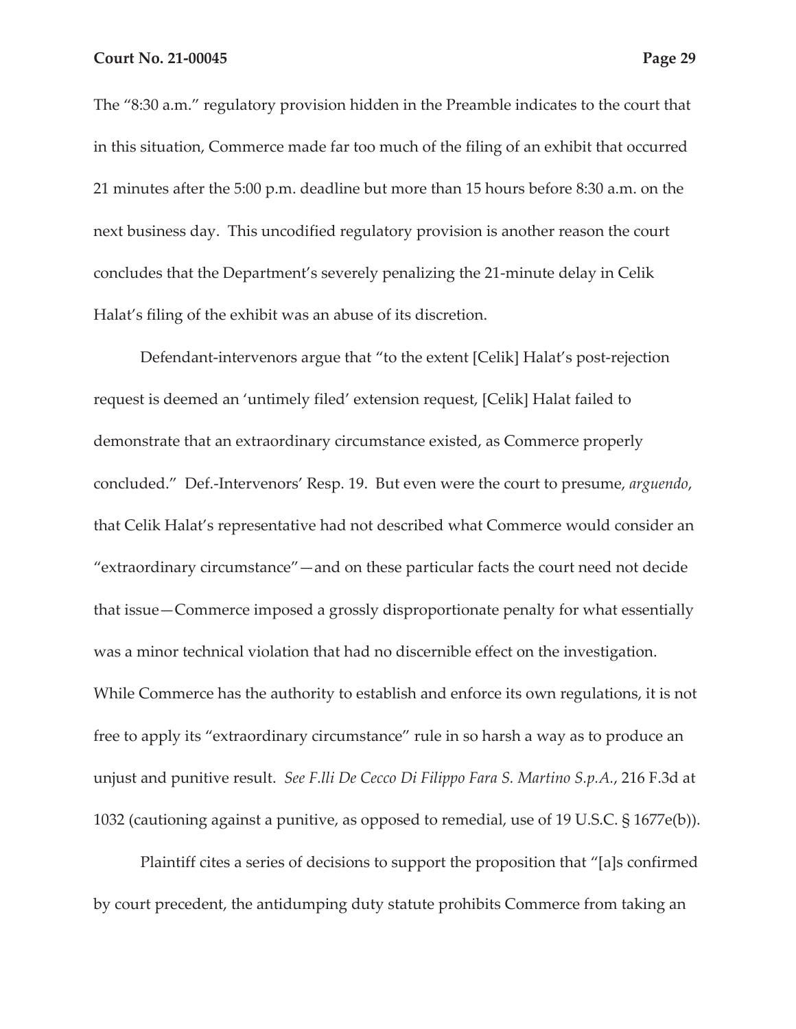The "8:30 a.m." regulatory provision hidden in the Preamble indicates to the court that in this situation, Commerce made far too much of the filing of an exhibit that occurred 21 minutes after the 5:00 p.m. deadline but more than 15 hours before 8:30 a.m. on the next business day. This uncodified regulatory provision is another reason the court concludes that the Department's severely penalizing the 21-minute delay in Celik Halat's filing of the exhibit was an abuse of its discretion.

Defendant-intervenors argue that "to the extent [Celik] Halat's post-rejection request is deemed an 'untimely filed' extension request, [Celik] Halat failed to demonstrate that an extraordinary circumstance existed, as Commerce properly concluded." Def.-Intervenors' Resp. 19. But even were the court to presume, *arguendo*, that Celik Halat's representative had not described what Commerce would consider an "extraordinary circumstance"—and on these particular facts the court need not decide that issue—Commerce imposed a grossly disproportionate penalty for what essentially was a minor technical violation that had no discernible effect on the investigation. While Commerce has the authority to establish and enforce its own regulations, it is not free to apply its "extraordinary circumstance" rule in so harsh a way as to produce an unjust and punitive result. *See F.lli De Cecco Di Filippo Fara S. Martino S.p.A.*, 216 F.3d at 1032 (cautioning against a punitive, as opposed to remedial, use of 19 U.S.C. § 1677e(b)).

Plaintiff cites a series of decisions to support the proposition that "[a]s confirmed by court precedent, the antidumping duty statute prohibits Commerce from taking an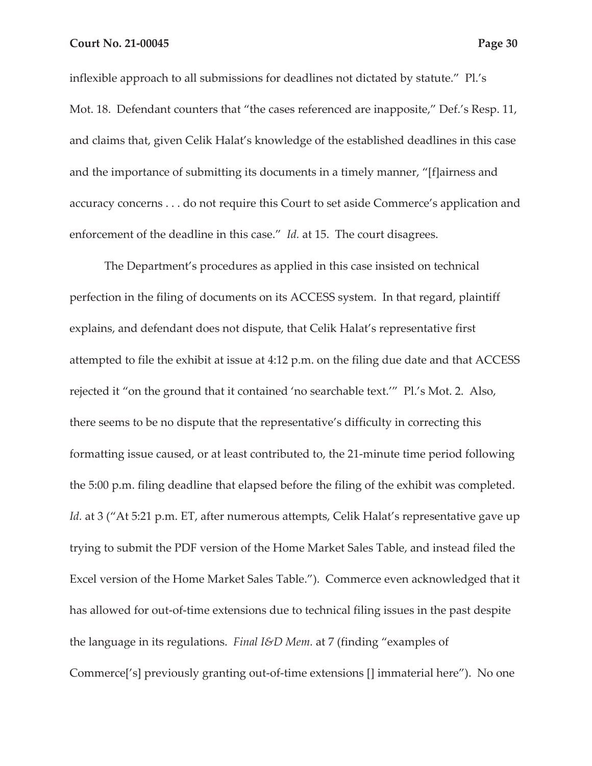inflexible approach to all submissions for deadlines not dictated by statute." Pl.'s Mot. 18. Defendant counters that "the cases referenced are inapposite," Def.'s Resp. 11, and claims that, given Celik Halat's knowledge of the established deadlines in this case and the importance of submitting its documents in a timely manner, "[f]airness and accuracy concerns . . . do not require this Court to set aside Commerce's application and enforcement of the deadline in this case." *Id.* at 15. The court disagrees.

The Department's procedures as applied in this case insisted on technical perfection in the filing of documents on its ACCESS system. In that regard, plaintiff explains, and defendant does not dispute, that Celik Halat's representative first attempted to file the exhibit at issue at 4:12 p.m. on the filing due date and that ACCESS rejected it "on the ground that it contained 'no searchable text.'" Pl.'s Mot. 2. Also, there seems to be no dispute that the representative's difficulty in correcting this formatting issue caused, or at least contributed to, the 21-minute time period following the 5:00 p.m. filing deadline that elapsed before the filing of the exhibit was completed. *Id.* at 3 ("At 5:21 p.m. ET, after numerous attempts, Celik Halat's representative gave up trying to submit the PDF version of the Home Market Sales Table, and instead filed the Excel version of the Home Market Sales Table."). Commerce even acknowledged that it has allowed for out-of-time extensions due to technical filing issues in the past despite the language in its regulations. *Final I&D Mem.* at 7 (finding "examples of Commerce['s] previously granting out-of-time extensions [] immaterial here"). No one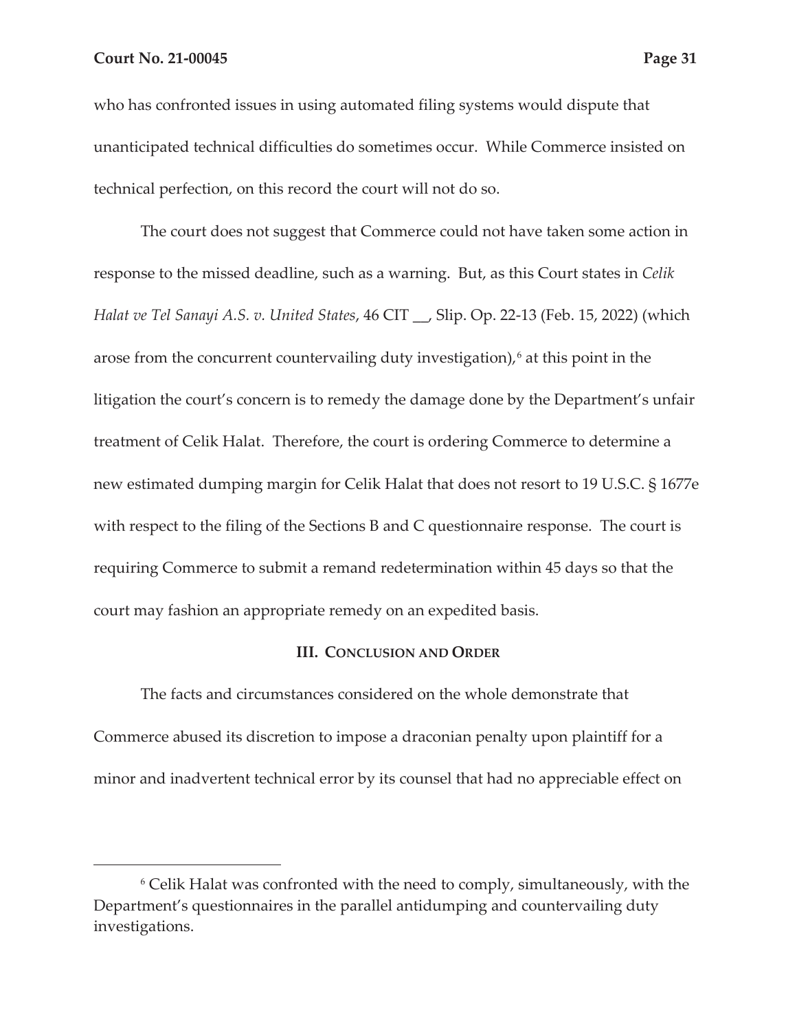who has confronted issues in using automated filing systems would dispute that unanticipated technical difficulties do sometimes occur. While Commerce insisted on technical perfection, on this record the court will not do so.

The court does not suggest that Commerce could not have taken some action in response to the missed deadline, such as a warning. But, as this Court states in *Celik Halat ve Tel Sanayi A.S. v. United States*, 46 CIT __, Slip. Op. 22-13 (Feb. 15, 2022) (which arose from the concurrent countervailing duty investigation),[6] at this point in the litigation the court's concern is to remedy the damage done by the Department's unfair treatment of Celik Halat. Therefore, the court is ordering Commerce to determine a new estimated dumping margin for Celik Halat that does not resort to 19 U.S.C. § 1677e with respect to the filing of the Sections B and C questionnaire response. The court is requiring Commerce to submit a remand redetermination within 45 days so that the court may fashion an appropriate remedy on an expedited basis.

## III. Conclusion and Order

The facts and circumstances considered on the whole demonstrate that Commerce abused its discretion to impose a draconian penalty upon plaintiff for a minor and inadvertent technical error by its counsel that had no appreciable effect on

[6] Celik Halat was confronted with the need to comply, simultaneously, with the Department's questionnaires in the parallel antidumping and countervailing duty investigations.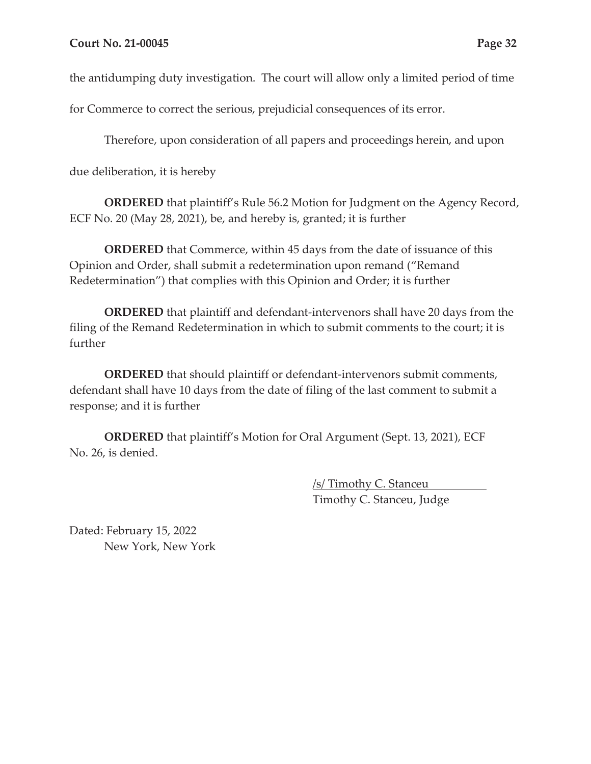the antidumping duty investigation. The court will allow only a limited period of time for Commerce to correct the serious, prejudicial consequences of its error.

Therefore, upon consideration of all papers and proceedings herein, and upon due deliberation, it is hereby

**ORDERED** that plaintiff's Rule 56.2 Motion for Judgment on the Agency Record, ECF No. 20 (May 28, 2021), be, and hereby is, granted; it is further

**ORDERED** that Commerce, within 45 days from the date of issuance of this Opinion and Order, shall submit a redetermination upon remand ("Remand Redetermination") that complies with this Opinion and Order; it is further

**ORDERED** that plaintiff and defendant-intervenors shall have 20 days from the filing of the Remand Redetermination in which to submit comments to the court; it is further

**ORDERED** that should plaintiff or defendant-intervenors submit comments, defendant shall have 10 days from the date of filing of the last comment to submit a response; and it is further

**ORDERED** that plaintiff's Motion for Oral Argument (Sept. 13, 2021), ECF No. 26, is denied.

/s/ Timothy C. Stanceu
Timothy C. Stanceu, Judge

Dated: February 15, 2022
New York, New York